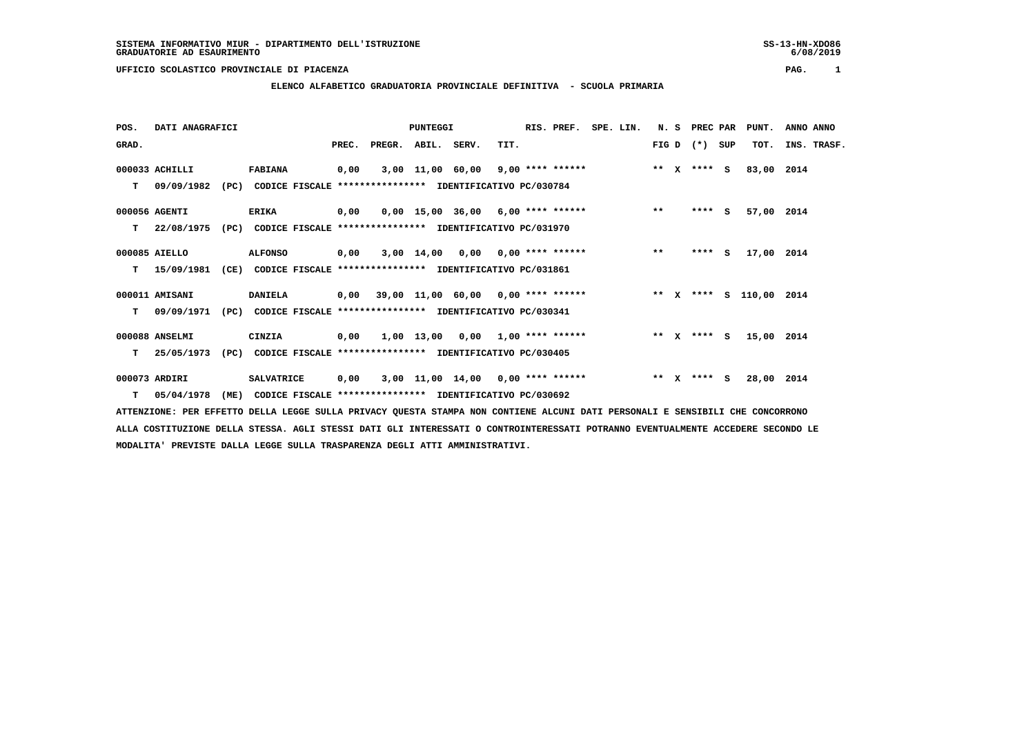SISTEMA INFORMATIVO MIUR - DIPARTIMENTO DELL'ISTRUZIONE
GRADUATORIE AD ESAURIMENTO

UFFICIO SCOLASTICO PROVINCIALE DI PIACENZA

ELENCO ALFABETICO GRADUATORIA PROVINCIALE DEFINITIVA - SCUOLA PRIMARIA

| POS. GRAD. | DATI ANAGRAFICI | | PREC. | PREGR. | ABIL. | SERV. | TIT. | RIS. PREF. | SPE. LIN. | N. S FIG D | PREC PAR (*) | SUP | PUNT. TOT. | ANNO INS. | ANNO TRASF. |
|---|---|---|---|---|---|---|---|---|---|---|---|---|---|---|---|
| 000033 | ACHILLI | FABIANA | 0,00 | 3,00 | 11,00 | 60,00 | 9,00 | **** ****** | | ** X | **** | S | 83,00 | 2014 | |
| T | 09/09/1982 (PC) | CODICE FISCALE **************** IDENTIFICATIVO PC/030784 | | | | | | | | | | | | | |
| 000056 | AGENTI | ERIKA | 0,00 | 0,00 | 15,00 | 36,00 | 6,00 | **** ****** | | ** | **** | S | 57,00 | 2014 | |
| T | 22/08/1975 (PC) | CODICE FISCALE **************** IDENTIFICATIVO PC/031970 | | | | | | | | | | | | | |
| 000085 | AIELLO | ALFONSO | 0,00 | 3,00 | 14,00 | 0,00 | 0,00 | **** ****** | | ** | **** | S | 17,00 | 2014 | |
| T | 15/09/1981 (CE) | CODICE FISCALE **************** IDENTIFICATIVO PC/031861 | | | | | | | | | | | | | |
| 000011 | AMISANI | DANIELA | 0,00 | 39,00 | 11,00 | 60,00 | 0,00 | **** ****** | | ** X | **** | S | 110,00 | 2014 | |
| T | 09/09/1971 (PC) | CODICE FISCALE **************** IDENTIFICATIVO PC/030341 | | | | | | | | | | | | | |
| 000088 | ANSELMI | CINZIA | 0,00 | 1,00 | 13,00 | 0,00 | 1,00 | **** ****** | | ** X | **** | S | 15,00 | 2014 | |
| T | 25/05/1973 (PC) | CODICE FISCALE **************** IDENTIFICATIVO PC/030405 | | | | | | | | | | | | | |
| 000073 | ARDIRI | SALVATRICE | 0,00 | 3,00 | 11,00 | 14,00 | 0,00 | **** ****** | | ** X | **** | S | 28,00 | 2014 | |
| T | 05/04/1978 (ME) | CODICE FISCALE **************** IDENTIFICATIVO PC/030692 | | | | | | | | | | | | | |

ATTENZIONE: PER EFFETTO DELLA LEGGE SULLA PRIVACY QUESTA STAMPA NON CONTIENE ALCUNI DATI PERSONALI E SENSIBILI CHE CONCORRONO ALLA COSTITUZIONE DELLA STESSA. AGLI STESSI DATI GLI INTERESSATI O CONTROINTERESSATI POTRANNO EVENTUALMENTE ACCEDERE SECONDO LE MODALITA' PREVISTE DALLA LEGGE SULLA TRASPARENZA DEGLI ATTI AMMINISTRATIVI.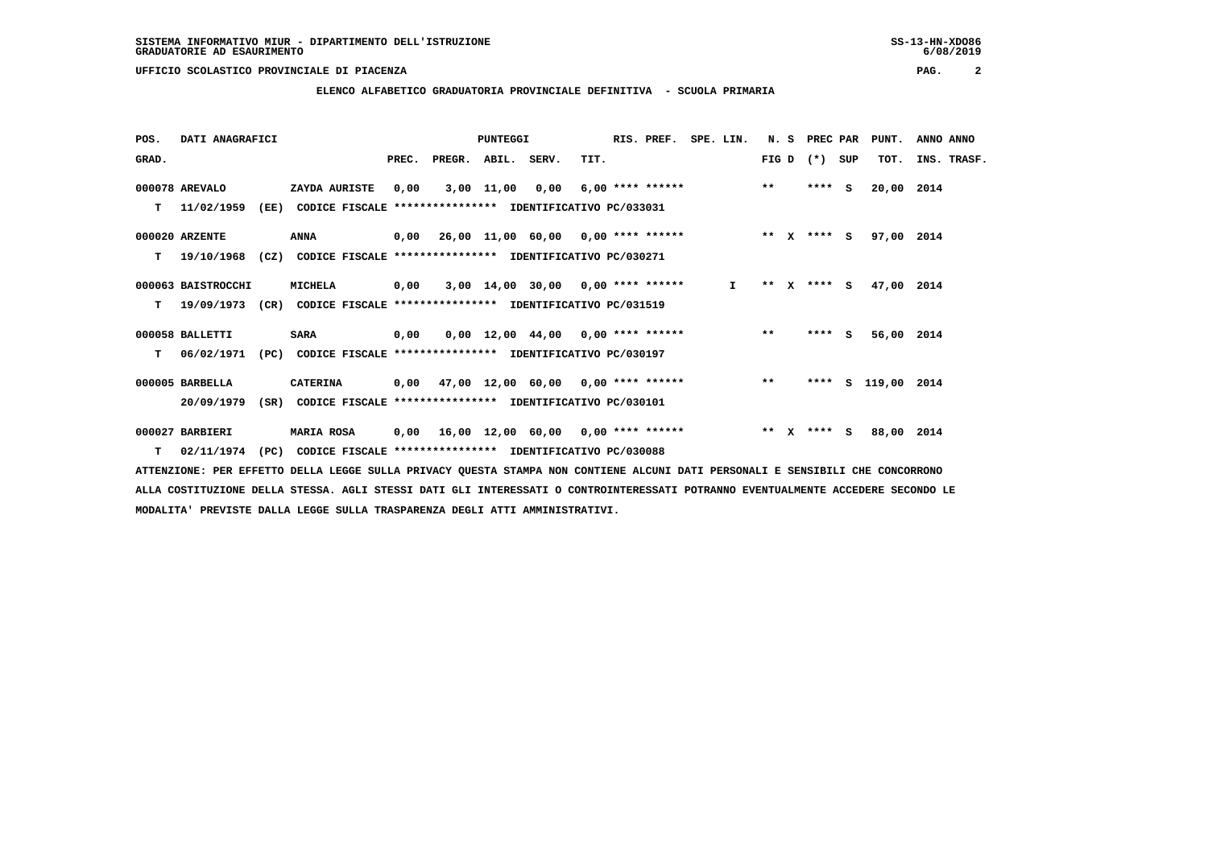SISTEMA INFORMATIVO MIUR - DIPARTIMENTO DELL'ISTRUZIONE
GRADUATORIE AD ESAURIMENTO

UFFICIO SCOLASTICO PROVINCIALE DI PIACENZA

## ELENCO ALFABETICO GRADUATORIA PROVINCIALE DEFINITIVA - SCUOLA PRIMARIA

| POS. GRAD. | DATI ANAGRAFICI | | PREC. | PREGR. | ABIL. | SERV. | TIT. | RIS. PREF. | SPE. LIN. | N. S FIG D | PREC PAR (*) SUP | PUNT. TOT. | ANNO INS. | ANNO TRASF. |
|---|---|---|---|---|---|---|---|---|---|---|---|---|---|---|
| 000078 | AREVALO | ZAYDA AURISTE | 0,00 | 3,00 | 11,00 | 0,00 | 6,00 | **** ****** | | ** | **** S | 20,00 | 2014 | |
| T | 11/02/1959 (EE) | CODICE FISCALE **************** IDENTIFICATIVO PC/033031 | | | | | | | | | | | | |
| 000020 | ARZENTE | ANNA | 0,00 | 26,00 | 11,00 | 60,00 | 0,00 | **** ****** | | ** X | **** S | 97,00 | 2014 | |
| T | 19/10/1968 (CZ) | CODICE FISCALE **************** IDENTIFICATIVO PC/030271 | | | | | | | | | | | | |
| 000063 | BAISTROCCHI | MICHELA | 0,00 | 3,00 | 14,00 | 30,00 | 0,00 | **** ****** | I | ** X | **** S | 47,00 | 2014 | |
| T | 19/09/1973 (CR) | CODICE FISCALE **************** IDENTIFICATIVO PC/031519 | | | | | | | | | | | | |
| 000058 | BALLETTI | SARA | 0,00 | 0,00 | 12,00 | 44,00 | 0,00 | **** ****** | | ** | **** S | 56,00 | 2014 | |
| T | 06/02/1971 (PC) | CODICE FISCALE **************** IDENTIFICATIVO PC/030197 | | | | | | | | | | | | |
| 000005 | BARBELLA | CATERINA | 0,00 | 47,00 | 12,00 | 60,00 | 0,00 | **** ****** | | ** | **** S | 119,00 | 2014 | |
| | 20/09/1979 (SR) | CODICE FISCALE **************** IDENTIFICATIVO PC/030101 | | | | | | | | | | | | |
| 000027 | BARBIERI | MARIA ROSA | 0,00 | 16,00 | 12,00 | 60,00 | 0,00 | **** ****** | | ** X | **** S | 88,00 | 2014 | |
| T | 02/11/1974 (PC) | CODICE FISCALE **************** IDENTIFICATIVO PC/030088 | | | | | | | | | | | | |

ATTENZIONE: PER EFFETTO DELLA LEGGE SULLA PRIVACY QUESTA STAMPA NON CONTIENE ALCUNI DATI PERSONALI E SENSIBILI CHE CONCORRONO ALLA COSTITUZIONE DELLA STESSA. AGLI STESSI DATI GLI INTERESSATI O CONTROINTERESSATI POTRANNO EVENTUALMENTE ACCEDERE SECONDO LE MODALITA' PREVISTE DALLA LEGGE SULLA TRASPARENZA DEGLI ATTI AMMINISTRATIVI.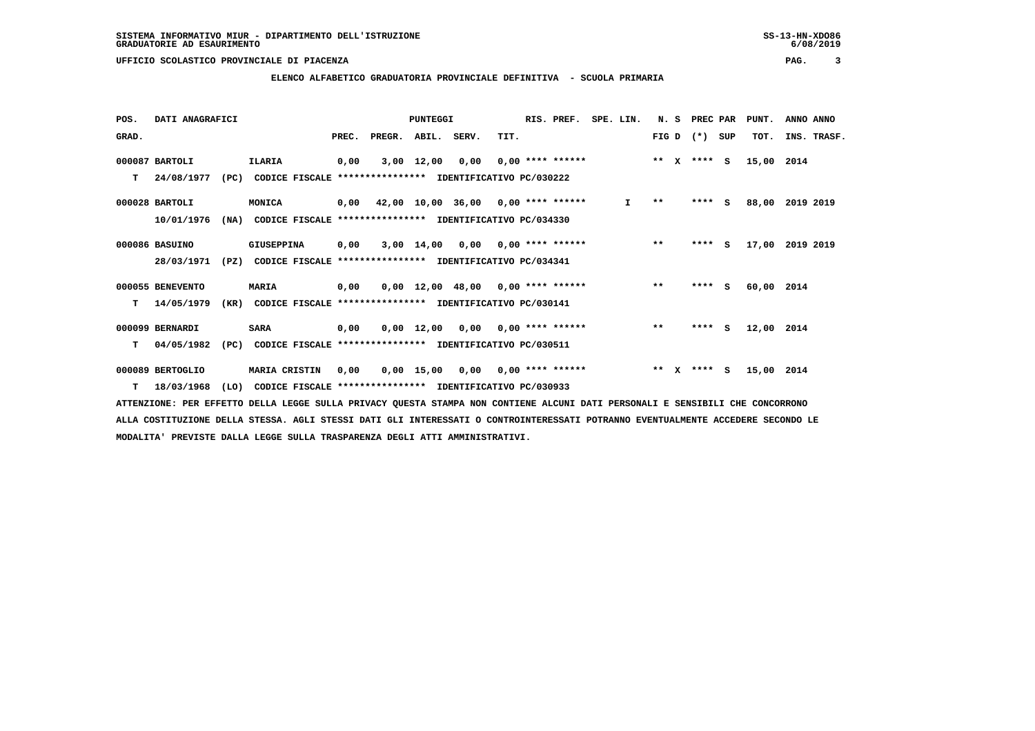SISTEMA INFORMATIVO MIUR - DIPARTIMENTO DELL'ISTRUZIONE
GRADUATORIE AD ESAURIMENTO

UFFICIO SCOLASTICO PROVINCIALE DI PIACENZA

**ELENCO ALFABETICO GRADUATORIA PROVINCIALE DEFINITIVA - SCUOLA PRIMARIA**

| POS. GRAD. | DATI ANAGRAFICI | | | PREC. | PREGR. | ABIL. | SERV. | TIT. | RIS. PREF. | SPE. LIN. | N. S FIG D | PREC PAR (*) SUP | PUNT. TOT. | ANNO INS. | ANNO TRASF. |
|---|---|---|---|---|---|---|---|---|---|---|---|---|---|---|---|
| 000087 | BARTOLI | ILARIA | | 0,00 | 3,00 | 12,00 | 0,00 | 0,00 | **** ****** | | ** X | **** S | 15,00 | 2014 | |
| T | 24/08/1977 | (PC) | CODICE FISCALE **************** IDENTIFICATIVO PC/030222 | | | | | | | | | | | | |
| 000028 | BARTOLI | MONICA | | 0,00 | 42,00 | 10,00 | 36,00 | 0,00 | **** ****** | I | ** | **** S | 88,00 | 2019 | 2019 |
| | 10/01/1976 | (NA) | CODICE FISCALE **************** IDENTIFICATIVO PC/034330 | | | | | | | | | | | | |
| 000086 | BASUINO | GIUSEPPINA | | 0,00 | 3,00 | 14,00 | 0,00 | 0,00 | **** ****** | | ** | **** S | 17,00 | 2019 | 2019 |
| | 28/03/1971 | (PZ) | CODICE FISCALE **************** IDENTIFICATIVO PC/034341 | | | | | | | | | | | | |
| 000055 | BENEVENTO | MARIA | | 0,00 | 0,00 | 12,00 | 48,00 | 0,00 | **** ****** | | ** | **** S | 60,00 | 2014 | |
| T | 14/05/1979 | (KR) | CODICE FISCALE **************** IDENTIFICATIVO PC/030141 | | | | | | | | | | | | |
| 000099 | BERNARDI | SARA | | 0,00 | 0,00 | 12,00 | 0,00 | 0,00 | **** ****** | | ** | **** S | 12,00 | 2014 | |
| T | 04/05/1982 | (PC) | CODICE FISCALE **************** IDENTIFICATIVO PC/030511 | | | | | | | | | | | | |
| 000089 | BERTOGLIO | MARIA CRISTIN | | 0,00 | 0,00 | 15,00 | 0,00 | 0,00 | **** ****** | | ** X | **** S | 15,00 | 2014 | |
| T | 18/03/1968 | (LO) | CODICE FISCALE **************** IDENTIFICATIVO PC/030933 | | | | | | | | | | | | |

ATTENZIONE: PER EFFETTO DELLA LEGGE SULLA PRIVACY QUESTA STAMPA NON CONTIENE ALCUNI DATI PERSONALI E SENSIBILI CHE CONCORRONO ALLA COSTITUZIONE DELLA STESSA. AGLI STESSI DATI GLI INTERESSATI O CONTROINTERESSATI POTRANNO EVENTUALMENTE ACCEDERE SECONDO LE MODALITA' PREVISTE DALLA LEGGE SULLA TRASPARENZA DEGLI ATTI AMMINISTRATIVI.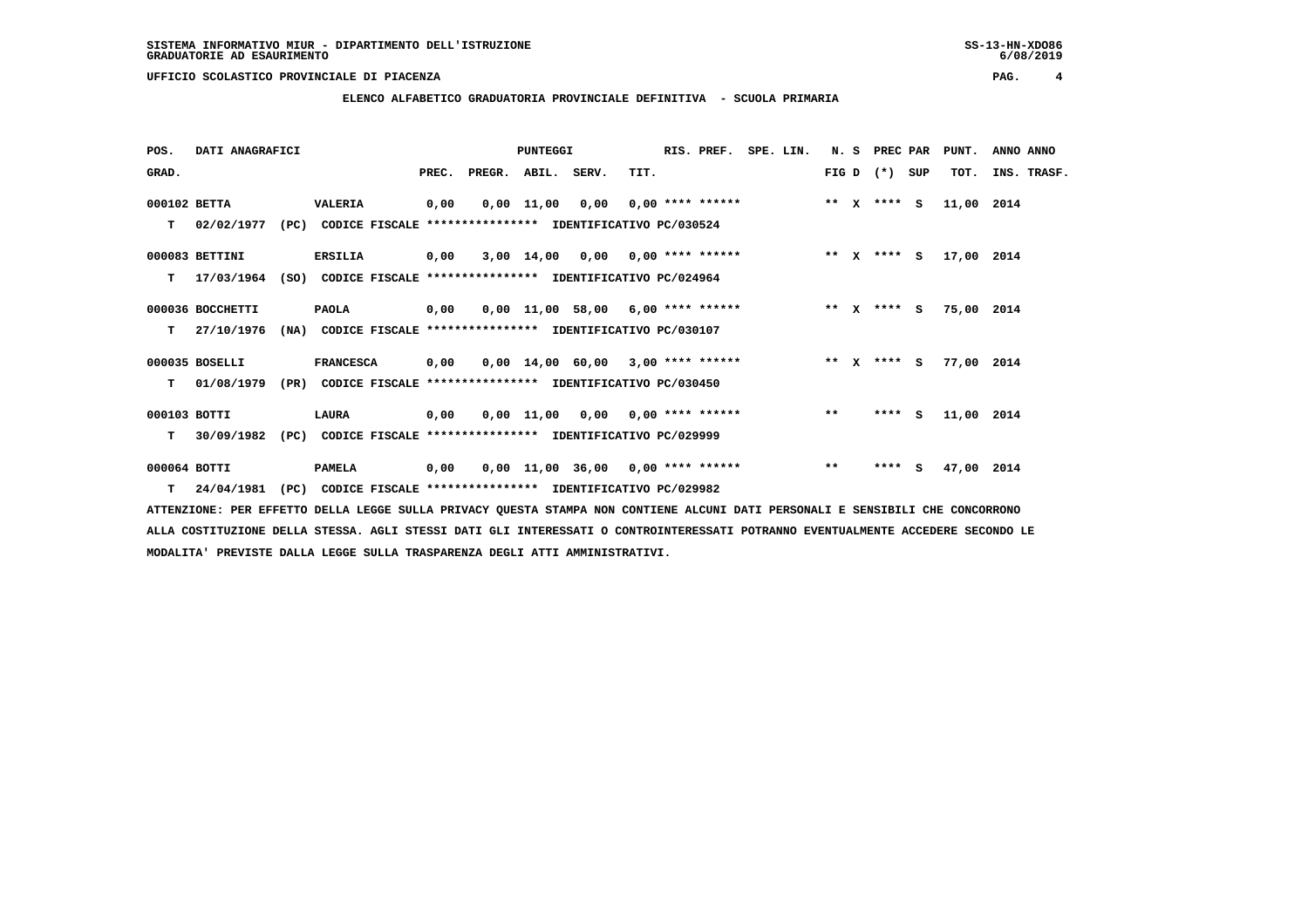SISTEMA INFORMATIVO MIUR - DIPARTIMENTO DELL'ISTRUZIONE
GRADUATORIE AD ESAURIMENTO

UFFICIO SCOLASTICO PROVINCIALE DI PIACENZA

**ELENCO ALFABETICO GRADUATORIA PROVINCIALE DEFINITIVA - SCUOLA PRIMARIA**

| POS. GRAD. | DATI ANAGRAFICI | | PUNTEGGI PREC. | PREGR. | ABIL. | SERV. | TIT. | RIS. PREF. | SPE. LIN. | N. S FIG D | PREC PAR (*) SUP | PUNT. TOT. | ANNO ANNO INS. TRASF. |
|---|---|---|---|---|---|---|---|---|---|---|---|---|---|
| 000102 | BETTA | VALERIA | 0,00 | 0,00 | 11,00 | 0,00 | 0,00 | **** ****** | | ** X | **** S | 11,00 | 2014 |
| T | 02/02/1977 (PC) | CODICE FISCALE **************** IDENTIFICATIVO PC/030524 | | | | | | | | | | | |
| 000083 | BETTINI | ERSILIA | 0,00 | 3,00 | 14,00 | 0,00 | 0,00 | **** ****** | | ** X | **** S | 17,00 | 2014 |
| T | 17/03/1964 (SO) | CODICE FISCALE **************** IDENTIFICATIVO PC/024964 | | | | | | | | | | | |
| 000036 | BOCCHETTI | PAOLA | 0,00 | 0,00 | 11,00 | 58,00 | 6,00 | **** ****** | | ** X | **** S | 75,00 | 2014 |
| T | 27/10/1976 (NA) | CODICE FISCALE **************** IDENTIFICATIVO PC/030107 | | | | | | | | | | | |
| 000035 | BOSELLI | FRANCESCA | 0,00 | 0,00 | 14,00 | 60,00 | 3,00 | **** ****** | | ** X | **** S | 77,00 | 2014 |
| T | 01/08/1979 (PR) | CODICE FISCALE **************** IDENTIFICATIVO PC/030450 | | | | | | | | | | | |
| 000103 | BOTTI | LAURA | 0,00 | 0,00 | 11,00 | 0,00 | 0,00 | **** ****** | | ** | **** S | 11,00 | 2014 |
| T | 30/09/1982 (PC) | CODICE FISCALE **************** IDENTIFICATIVO PC/029999 | | | | | | | | | | | |
| 000064 | BOTTI | PAMELA | 0,00 | 0,00 | 11,00 | 36,00 | 0,00 | **** ****** | | ** | **** S | 47,00 | 2014 |
| T | 24/04/1981 (PC) | CODICE FISCALE **************** IDENTIFICATIVO PC/029982 | | | | | | | | | | | |

ATTENZIONE: PER EFFETTO DELLA LEGGE SULLA PRIVACY QUESTA STAMPA NON CONTIENE ALCUNI DATI PERSONALI E SENSIBILI CHE CONCORRONO ALLA COSTITUZIONE DELLA STESSA. AGLI STESSI DATI GLI INTERESSATI O CONTROINTERESSATI POTRANNO EVENTUALMENTE ACCEDERE SECONDO LE MODALITA' PREVISTE DALLA LEGGE SULLA TRASPARENZA DEGLI ATTI AMMINISTRATIVI.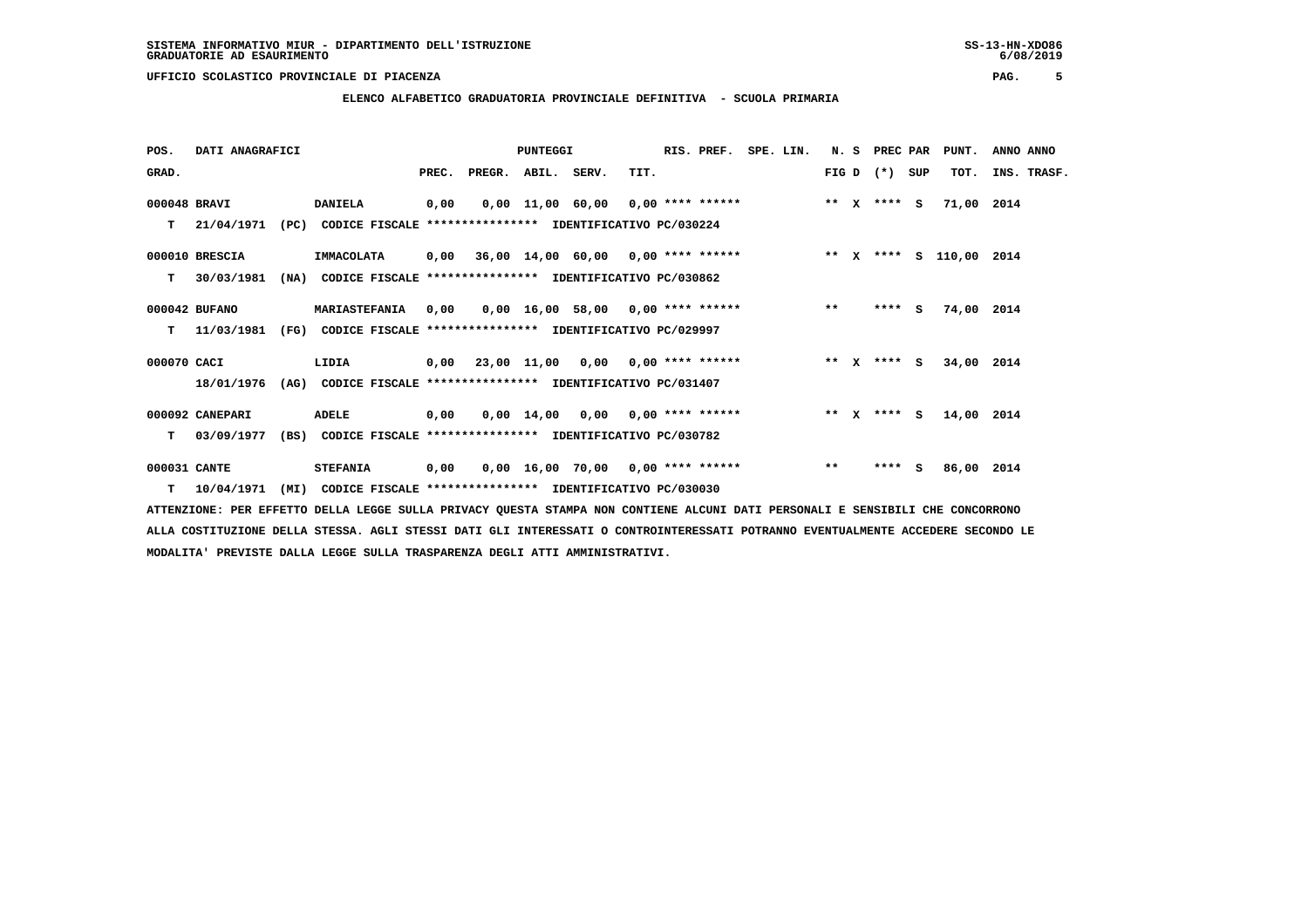SISTEMA INFORMATIVO MIUR - DIPARTIMENTO DELL'ISTRUZIONE
GRADUATORIE AD ESAURIMENTO

UFFICIO SCOLASTICO PROVINCIALE DI PIACENZA

**ELENCO ALFABETICO GRADUATORIA PROVINCIALE DEFINITIVA - SCUOLA PRIMARIA**

| POS. GRAD. | DATI ANAGRAFICI | | PUNTEGGI PREC. | PREGR. | ABIL. | SERV. | TIT. | RIS. PREF. | SPE. LIN. | N. S FIG D | PREC PAR (*) SUP | PUNT. TOT. | ANNO ANNO INS. TRASF. |
|---|---|---|---|---|---|---|---|---|---|---|---|---|---|
| 000048 | BRAVI | DANIELA | 0,00 | 0,00 | 11,00 | 60,00 | 0,00 | **** ****** | | ** X | **** S | 71,00 | 2014 |
| T | 21/04/1971 (PC) | CODICE FISCALE **************** IDENTIFICATIVO PC/030224 | | | | | | | | | | | |
| 000010 | BRESCIA | IMMACOLATA | 0,00 | 36,00 | 14,00 | 60,00 | 0,00 | **** ****** | | ** X | **** S | 110,00 | 2014 |
| T | 30/03/1981 (NA) | CODICE FISCALE **************** IDENTIFICATIVO PC/030862 | | | | | | | | | | | |
| 000042 | BUFANO | MARIASTEFANIA | 0,00 | 0,00 | 16,00 | 58,00 | 0,00 | **** ****** | | ** | **** S | 74,00 | 2014 |
| T | 11/03/1981 (FG) | CODICE FISCALE **************** IDENTIFICATIVO PC/029997 | | | | | | | | | | | |
| 000070 | CACI | LIDIA | 0,00 | 23,00 | 11,00 | 0,00 | 0,00 | **** ****** | | ** X | **** S | 34,00 | 2014 |
| | 18/01/1976 (AG) | CODICE FISCALE **************** IDENTIFICATIVO PC/031407 | | | | | | | | | | | |
| 000092 | CANEPARI | ADELE | 0,00 | 0,00 | 14,00 | 0,00 | 0,00 | **** ****** | | ** X | **** S | 14,00 | 2014 |
| T | 03/09/1977 (BS) | CODICE FISCALE **************** IDENTIFICATIVO PC/030782 | | | | | | | | | | | |
| 000031 | CANTE | STEFANIA | 0,00 | 0,00 | 16,00 | 70,00 | 0,00 | **** ****** | | ** | **** S | 86,00 | 2014 |
| T | 10/04/1971 (MI) | CODICE FISCALE **************** IDENTIFICATIVO PC/030030 | | | | | | | | | | | |

ATTENZIONE: PER EFFETTO DELLA LEGGE SULLA PRIVACY QUESTA STAMPA NON CONTIENE ALCUNI DATI PERSONALI E SENSIBILI CHE CONCORRONO ALLA COSTITUZIONE DELLA STESSA. AGLI STESSI DATI GLI INTERESSATI O CONTROINTERESSATI POTRANNO EVENTUALMENTE ACCEDERE SECONDO LE MODALITA' PREVISTE DALLA LEGGE SULLA TRASPARENZA DEGLI ATTI AMMINISTRATIVI.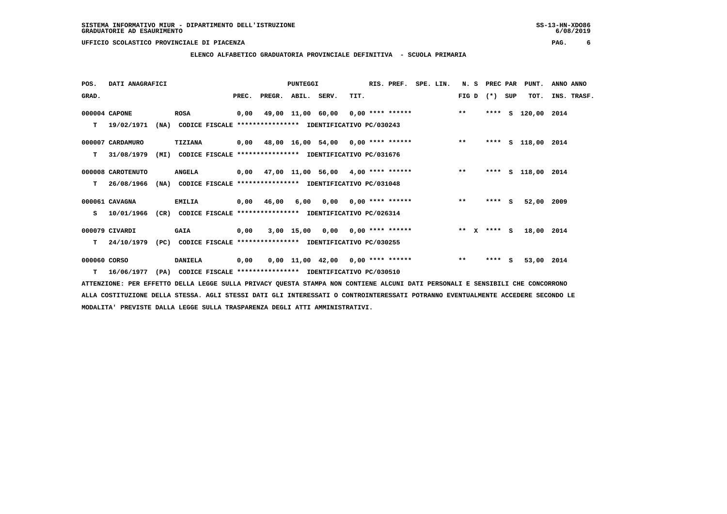SISTEMA INFORMATIVO MIUR - DIPARTIMENTO DELL'ISTRUZIONE
GRADUATORIE AD ESAURIMENTO

UFFICIO SCOLASTICO PROVINCIALE DI PIACENZA

**ELENCO ALFABETICO GRADUATORIA PROVINCIALE DEFINITIVA - SCUOLA PRIMARIA**

| POS. GRAD. | DATI ANAGRAFICI | | PREC. | PREGR. | ABIL. | SERV. | TIT. | RIS. PREF. | SPE. LIN. | N. S FIG D | PREC PAR (*) SUP | PUNT. TOT. | ANNO ANNO INS. TRASF. |
|---|---|---|---|---|---|---|---|---|---|---|---|---|---|
| 000004 | CAPONE | ROSA | 0,00 | 49,00 | 11,00 | 60,00 | 0,00 | **** ****** | | ** | **** S | 120,00 | 2014 |
| T | 19/02/1971 (NA) | CODICE FISCALE **************** IDENTIFICATIVO PC/030243 | | | | | | | | | | | |
| 000007 | CARDAMURO | TIZIANA | 0,00 | 48,00 | 16,00 | 54,00 | 0,00 | **** ****** | | ** | **** S | 118,00 | 2014 |
| T | 31/08/1979 (MI) | CODICE FISCALE **************** IDENTIFICATIVO PC/031676 | | | | | | | | | | | |
| 000008 | CAROTENUTO | ANGELA | 0,00 | 47,00 | 11,00 | 56,00 | 4,00 | **** ****** | | ** | **** S | 118,00 | 2014 |
| T | 26/08/1966 (NA) | CODICE FISCALE **************** IDENTIFICATIVO PC/031048 | | | | | | | | | | | |
| 000061 | CAVAGNA | EMILIA | 0,00 | 46,00 | 6,00 | 0,00 | 0,00 | **** ****** | | ** | **** S | 52,00 | 2009 |
| S | 10/01/1966 (CR) | CODICE FISCALE **************** IDENTIFICATIVO PC/026314 | | | | | | | | | | | |
| 000079 | CIVARDI | GAIA | 0,00 | 3,00 | 15,00 | 0,00 | 0,00 | **** ****** | | ** X | **** S | 18,00 | 2014 |
| T | 24/10/1979 (PC) | CODICE FISCALE **************** IDENTIFICATIVO PC/030255 | | | | | | | | | | | |
| 000060 | CORSO | DANIELA | 0,00 | 0,00 | 11,00 | 42,00 | 0,00 | **** ****** | | ** | **** S | 53,00 | 2014 |
| T | 16/06/1977 (PA) | CODICE FISCALE **************** IDENTIFICATIVO PC/030510 | | | | | | | | | | | |

ATTENZIONE: PER EFFETTO DELLA LEGGE SULLA PRIVACY QUESTA STAMPA NON CONTIENE ALCUNI DATI PERSONALI E SENSIBILI CHE CONCORRONO ALLA COSTITUZIONE DELLA STESSA. AGLI STESSI DATI GLI INTERESSATI O CONTROINTERESSATI POTRANNO EVENTUALMENTE ACCEDERE SECONDO LE MODALITA' PREVISTE DALLA LEGGE SULLA TRASPARENZA DEGLI ATTI AMMINISTRATIVI.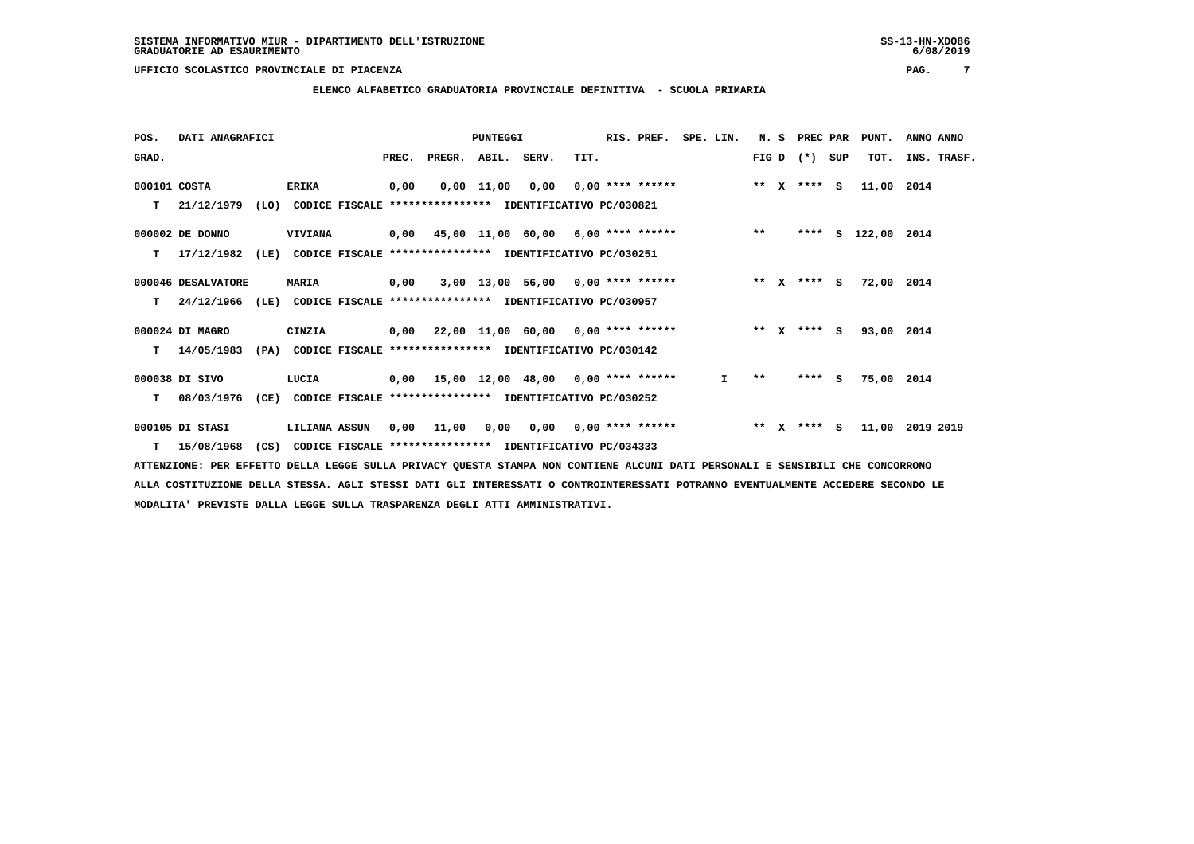SISTEMA INFORMATIVO MIUR - DIPARTIMENTO DELL'ISTRUZIONE
GRADUATORIE AD ESAURIMENTO

UFFICIO SCOLASTICO PROVINCIALE DI PIACENZA

## ELENCO ALFABETICO GRADUATORIA PROVINCIALE DEFINITIVA - SCUOLA PRIMARIA

| POS. GRAD. | DATI ANAGRAFICI | | PREC. | PREGR. | ABIL. | SERV. | TIT. | RIS. PREF. | SPE. LIN. | N. S FIG D | PREC PAR (*) SUP | PUNT. TOT. | ANNO INS. | ANNO TRASF. |
|---|---|---|---|---|---|---|---|---|---|---|---|---|---|---|
| 000101 | COSTA | ERIKA | 0,00 | 0,00 | 11,00 | 0,00 | 0,00 | **** ****** | | ** X | **** S | 11,00 | 2014 | |
| T | 21/12/1979 (LO) | CODICE FISCALE **************** IDENTIFICATIVO PC/030821 | | | | | | | | | | | | |
| 000002 | DE DONNO | VIVIANA | 0,00 | 45,00 | 11,00 | 60,00 | 6,00 | **** ****** | | ** | **** S | 122,00 | 2014 | |
| T | 17/12/1982 (LE) | CODICE FISCALE **************** IDENTIFICATIVO PC/030251 | | | | | | | | | | | | |
| 000046 | DESALVATORE | MARIA | 0,00 | 3,00 | 13,00 | 56,00 | 0,00 | **** ****** | | ** X | **** S | 72,00 | 2014 | |
| T | 24/12/1966 (LE) | CODICE FISCALE **************** IDENTIFICATIVO PC/030957 | | | | | | | | | | | | |
| 000024 | DI MAGRO | CINZIA | 0,00 | 22,00 | 11,00 | 60,00 | 0,00 | **** ****** | | ** X | **** S | 93,00 | 2014 | |
| T | 14/05/1983 (PA) | CODICE FISCALE **************** IDENTIFICATIVO PC/030142 | | | | | | | | | | | | |
| 000038 | DI SIVO | LUCIA | 0,00 | 15,00 | 12,00 | 48,00 | 0,00 | **** ****** | I | ** | **** S | 75,00 | 2014 | |
| T | 08/03/1976 (CE) | CODICE FISCALE **************** IDENTIFICATIVO PC/030252 | | | | | | | | | | | | |
| 000105 | DI STASI | LILIANA ASSUN | 0,00 | 11,00 | 0,00 | 0,00 | 0,00 | **** ****** | | ** X | **** S | 11,00 | 2019 | 2019 |
| T | 15/08/1968 (CS) | CODICE FISCALE **************** IDENTIFICATIVO PC/034333 | | | | | | | | | | | | |

ATTENZIONE: PER EFFETTO DELLA LEGGE SULLA PRIVACY QUESTA STAMPA NON CONTIENE ALCUNI DATI PERSONALI E SENSIBILI CHE CONCORRONO ALLA COSTITUZIONE DELLA STESSA. AGLI STESSI DATI GLI INTERESSATI O CONTROINTERESSATI POTRANNO EVENTUALMENTE ACCEDERE SECONDO LE MODALITA' PREVISTE DALLA LEGGE SULLA TRASPARENZA DEGLI ATTI AMMINISTRATIVI.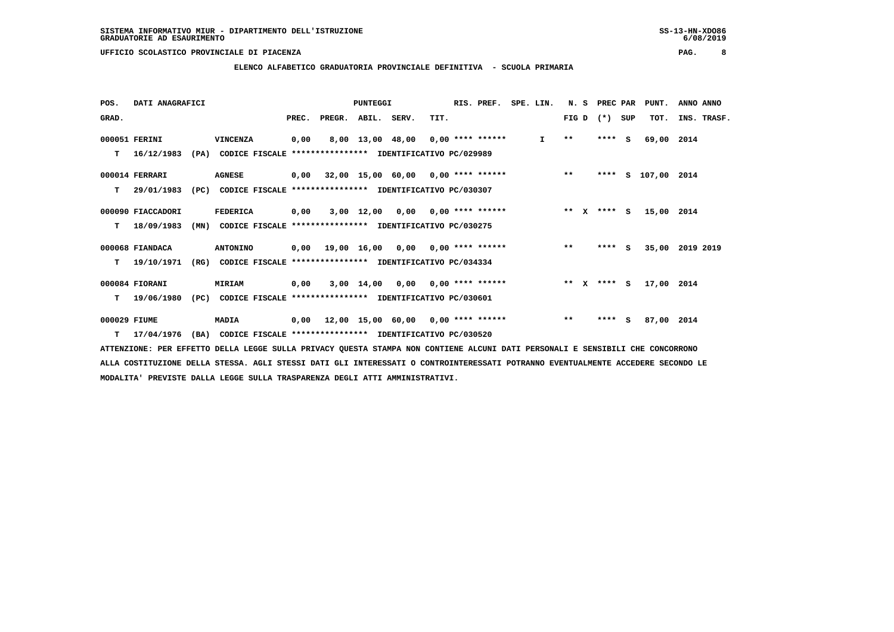SISTEMA INFORMATIVO MIUR - DIPARTIMENTO DELL'ISTRUZIONE
GRADUATORIE AD ESAURIMENTO

UFFICIO SCOLASTICO PROVINCIALE DI PIACENZA

## ELENCO ALFABETICO GRADUATORIA PROVINCIALE DEFINITIVA - SCUOLA PRIMARIA

| POS. GRAD. | DATI ANAGRAFICI | | PUNTEGGI PREC. | PREGR. | ABIL. | SERV. | TIT. | RIS. PREF. | SPE. LIN. | N. S FIG D | PREC PAR (*) SUP | PUNT. TOT. | ANNO ANNO INS. TRASF. |
|---|---|---|---|---|---|---|---|---|---|---|---|---|---|
| 000051 | FERINI | VINCENZA | 0,00 | 8,00 | 13,00 | 48,00 | 0,00 | **** ****** | I | ** | **** S | 69,00 | 2014 |
| T | 16/12/1983 (PA) | CODICE FISCALE **************** IDENTIFICATIVO PC/029989 | | | | | | | | | | | |
| 000014 | FERRARI | AGNESE | 0,00 | 32,00 | 15,00 | 60,00 | 0,00 | **** ****** | | ** | **** S | 107,00 | 2014 |
| T | 29/01/1983 (PC) | CODICE FISCALE **************** IDENTIFICATIVO PC/030307 | | | | | | | | | | | |
| 000090 | FIACCADORI | FEDERICA | 0,00 | 3,00 | 12,00 | 0,00 | 0,00 | **** ****** | | ** X | **** S | 15,00 | 2014 |
| T | 18/09/1983 (MN) | CODICE FISCALE **************** IDENTIFICATIVO PC/030275 | | | | | | | | | | | |
| 000068 | FIANDACA | ANTONINO | 0,00 | 19,00 | 16,00 | 0,00 | 0,00 | **** ****** | | ** | **** S | 35,00 | 2019 2019 |
| T | 19/10/1971 (RG) | CODICE FISCALE **************** IDENTIFICATIVO PC/034334 | | | | | | | | | | | |
| 000084 | FIORANI | MIRIAM | 0,00 | 3,00 | 14,00 | 0,00 | 0,00 | **** ****** | | ** X | **** S | 17,00 | 2014 |
| T | 19/06/1980 (PC) | CODICE FISCALE **************** IDENTIFICATIVO PC/030601 | | | | | | | | | | | |
| 000029 | FIUME | MADIA | 0,00 | 12,00 | 15,00 | 60,00 | 0,00 | **** ****** | | ** | **** S | 87,00 | 2014 |
| T | 17/04/1976 (BA) | CODICE FISCALE **************** IDENTIFICATIVO PC/030520 | | | | | | | | | | | |

ATTENZIONE: PER EFFETTO DELLA LEGGE SULLA PRIVACY QUESTA STAMPA NON CONTIENE ALCUNI DATI PERSONALI E SENSIBILI CHE CONCORRONO ALLA COSTITUZIONE DELLA STESSA. AGLI STESSI DATI GLI INTERESSATI O CONTROINTERESSATI POTRANNO EVENTUALMENTE ACCEDERE SECONDO LE MODALITA' PREVISTE DALLA LEGGE SULLA TRASPARENZA DEGLI ATTI AMMINISTRATIVI.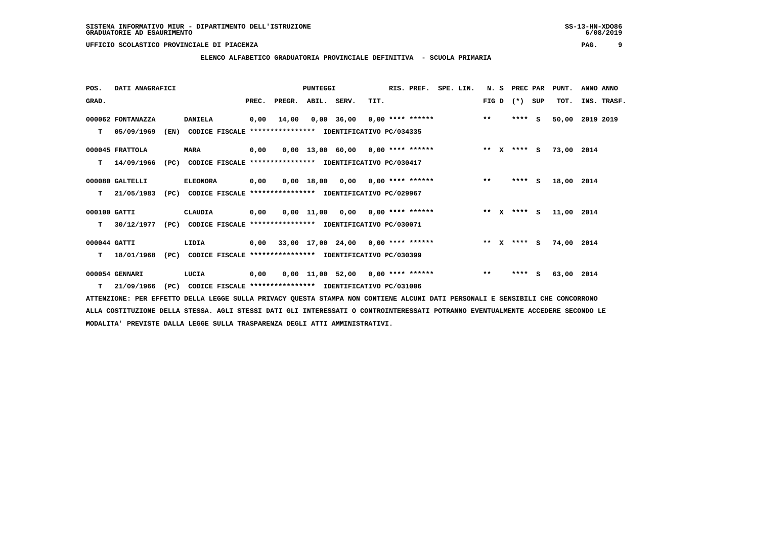SISTEMA INFORMATIVO MIUR - DIPARTIMENTO DELL'ISTRUZIONE
GRADUATORIE AD ESAURIMENTO

UFFICIO SCOLASTICO PROVINCIALE DI PIACENZA

**ELENCO ALFABETICO GRADUATORIA PROVINCIALE DEFINITIVA - SCUOLA PRIMARIA**

| POS. GRAD. | DATI ANAGRAFICI | | PUNTEGGI PREC. | PREGR. | ABIL. | SERV. | TIT. | RIS. PREF. | SPE. LIN. | N. S FIG D | PREC PAR (*) | SUP | PUNT. TOT. | ANNO ANNO INS. TRASF. |
|---|---|---|---|---|---|---|---|---|---|---|---|---|---|---|
| 000062 | FONTANAZZA | DANIELA | 0,00 | 14,00 | 0,00 | 36,00 | 0,00 | **** ****** | | ** | **** | S | 50,00 | 2019 2019 |
| T | 05/09/1969 (EN) | CODICE FISCALE **************** IDENTIFICATIVO PC/034335 | | | | | | | | | | | | |
| 000045 | FRATTOLA | MARA | 0,00 | 0,00 | 13,00 | 60,00 | 0,00 | **** ****** | | ** X | **** | S | 73,00 | 2014 |
| T | 14/09/1966 (PC) | CODICE FISCALE **************** IDENTIFICATIVO PC/030417 | | | | | | | | | | | | |
| 000080 | GALTELLI | ELEONORA | 0,00 | 0,00 | 18,00 | 0,00 | 0,00 | **** ****** | | ** | **** | S | 18,00 | 2014 |
| T | 21/05/1983 (PC) | CODICE FISCALE **************** IDENTIFICATIVO PC/029967 | | | | | | | | | | | | |
| 000100 | GATTI | CLAUDIA | 0,00 | 0,00 | 11,00 | 0,00 | 0,00 | **** ****** | | ** X | **** | S | 11,00 | 2014 |
| T | 30/12/1977 (PC) | CODICE FISCALE **************** IDENTIFICATIVO PC/030071 | | | | | | | | | | | | |
| 000044 | GATTI | LIDIA | 0,00 | 33,00 | 17,00 | 24,00 | 0,00 | **** ****** | | ** X | **** | S | 74,00 | 2014 |
| T | 18/01/1968 (PC) | CODICE FISCALE **************** IDENTIFICATIVO PC/030399 | | | | | | | | | | | | |
| 000054 | GENNARI | LUCIA | 0,00 | 0,00 | 11,00 | 52,00 | 0,00 | **** ****** | | ** | **** | S | 63,00 | 2014 |
| T | 21/09/1966 (PC) | CODICE FISCALE **************** IDENTIFICATIVO PC/031006 | | | | | | | | | | | | |

ATTENZIONE: PER EFFETTO DELLA LEGGE SULLA PRIVACY QUESTA STAMPA NON CONTIENE ALCUNI DATI PERSONALI E SENSIBILI CHE CONCORRONO ALLA COSTITUZIONE DELLA STESSA. AGLI STESSI DATI GLI INTERESSATI O CONTROINTERESSATI POTRANNO EVENTUALMENTE ACCEDERE SECONDO LE MODALITA' PREVISTE DALLA LEGGE SULLA TRASPARENZA DEGLI ATTI AMMINISTRATIVI.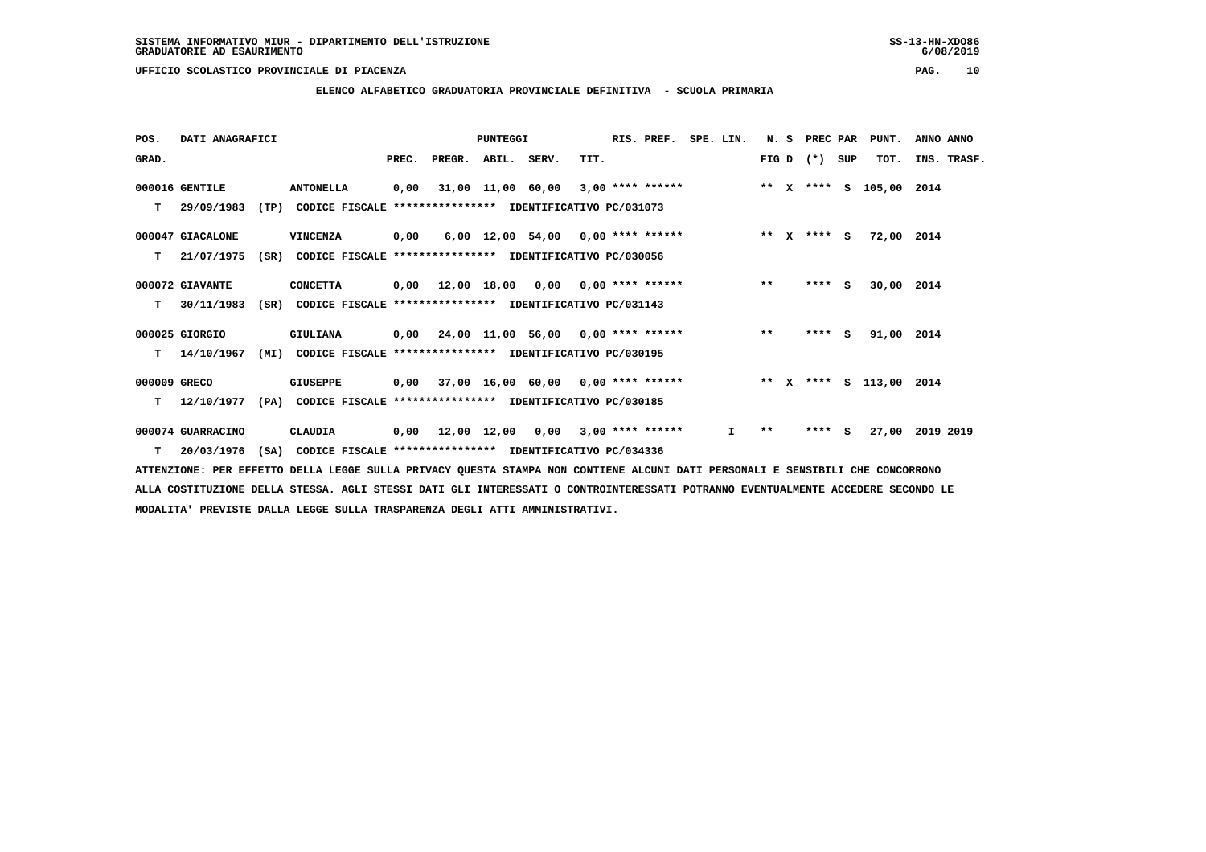SISTEMA INFORMATIVO MIUR - DIPARTIMENTO DELL'ISTRUZIONE
GRADUATORIE AD ESAURIMENTO

UFFICIO SCOLASTICO PROVINCIALE DI PIACENZA

**ELENCO ALFABETICO GRADUATORIA PROVINCIALE DEFINITIVA - SCUOLA PRIMARIA**

| POS. GRAD. | DATI ANAGRAFICI | | | PUNTEGGI PREC. | PREGR. | ABIL. | SERV. | TIT. | RIS. PREF. | SPE. LIN. | N. S FIG D | PREC PAR (*) SUP | PUNT. TOT. | ANNO ANNO INS. TRASF. |
|---|---|---|---|---|---|---|---|---|---|---|---|---|---|---|
| 000016 | GENTILE | ANTONELLA | | 0,00 | 31,00 | 11,00 | 60,00 | 3,00 | **** ****** | | ** X | **** S | 105,00 | 2014 |
| T | 29/09/1983 | (TP) | CODICE FISCALE **************** IDENTIFICATIVO PC/031073 | | | | | | | | | | | |
| 000047 | GIACALONE | VINCENZA | | 0,00 | 6,00 | 12,00 | 54,00 | 0,00 | **** ****** | | ** X | **** S | 72,00 | 2014 |
| T | 21/07/1975 | (SR) | CODICE FISCALE **************** IDENTIFICATIVO PC/030056 | | | | | | | | | | | |
| 000072 | GIAVANTE | CONCETTA | | 0,00 | 12,00 | 18,00 | 0,00 | 0,00 | **** ****** | | ** | **** S | 30,00 | 2014 |
| T | 30/11/1983 | (SR) | CODICE FISCALE **************** IDENTIFICATIVO PC/031143 | | | | | | | | | | | |
| 000025 | GIORGIO | GIULIANA | | 0,00 | 24,00 | 11,00 | 56,00 | 0,00 | **** ****** | | ** | **** S | 91,00 | 2014 |
| T | 14/10/1967 | (MI) | CODICE FISCALE **************** IDENTIFICATIVO PC/030195 | | | | | | | | | | | |
| 000009 | GRECO | GIUSEPPE | | 0,00 | 37,00 | 16,00 | 60,00 | 0,00 | **** ****** | | ** X | **** S | 113,00 | 2014 |
| T | 12/10/1977 | (PA) | CODICE FISCALE **************** IDENTIFICATIVO PC/030185 | | | | | | | | | | | |
| 000074 | GUARRACINO | CLAUDIA | | 0,00 | 12,00 | 12,00 | 0,00 | 3,00 | **** ****** | I | ** | **** S | 27,00 | 2019 2019 |
| T | 20/03/1976 | (SA) | CODICE FISCALE **************** IDENTIFICATIVO PC/034336 | | | | | | | | | | | |

ATTENZIONE: PER EFFETTO DELLA LEGGE SULLA PRIVACY QUESTA STAMPA NON CONTIENE ALCUNI DATI PERSONALI E SENSIBILI CHE CONCORRONO ALLA COSTITUZIONE DELLA STESSA. AGLI STESSI DATI GLI INTERESSATI O CONTROINTERESSATI POTRANNO EVENTUALMENTE ACCEDERE SECONDO LE MODALITA' PREVISTE DALLA LEGGE SULLA TRASPARENZA DEGLI ATTI AMMINISTRATIVI.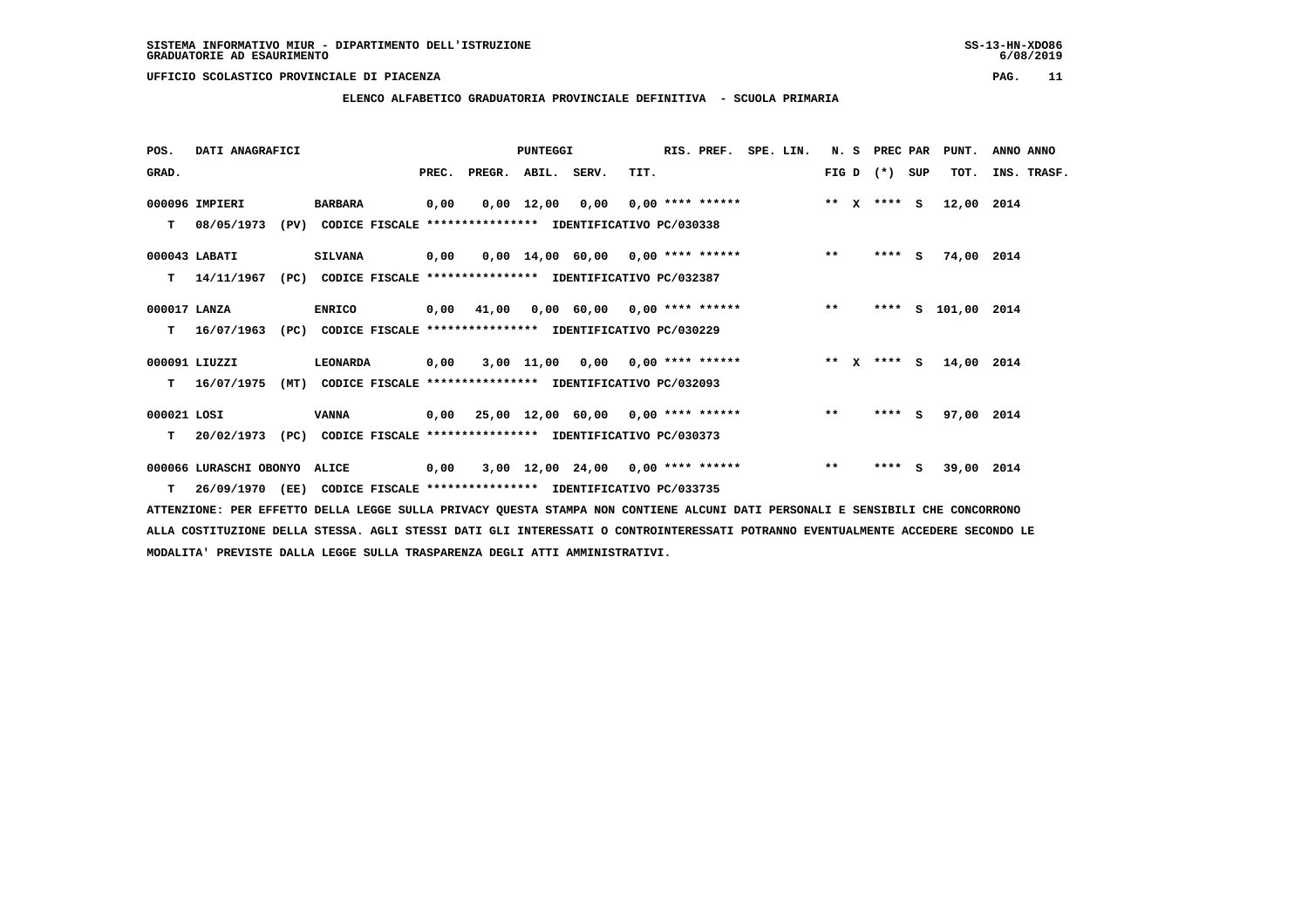SISTEMA INFORMATIVO MIUR - DIPARTIMENTO DELL'ISTRUZIONE
GRADUATORIE AD ESAURIMENTO

UFFICIO SCOLASTICO PROVINCIALE DI PIACENZA

ELENCO ALFABETICO GRADUATORIA PROVINCIALE DEFINITIVA - SCUOLA PRIMARIA

| POS. GRAD. | DATI ANAGRAFICI | | PREC. | PREGR. | ABIL. | SERV. | TIT. | RIS. PREF. | SPE. LIN. | N. S FIG D | PREC PAR (*) SUP | PUNT. TOT. | ANNO INS. | ANNO TRASF. |
|---|---|---|---|---|---|---|---|---|---|---|---|---|---|---|
| 000096 | IMPIERI | BARBARA | 0,00 | 0,00 | 12,00 | 0,00 | 0,00 | **** ****** | | ** X | **** S | 12,00 | 2014 | |
| T | 08/05/1973 (PV) | CODICE FISCALE **************** IDENTIFICATIVO PC/030338 | | | | | | | | | | | | |
| 000043 | LABATI | SILVANA | 0,00 | 0,00 | 14,00 | 60,00 | 0,00 | **** ****** | | ** | **** S | 74,00 | 2014 | |
| T | 14/11/1967 (PC) | CODICE FISCALE **************** IDENTIFICATIVO PC/032387 | | | | | | | | | | | | |
| 000017 | LANZA | ENRICO | 0,00 | 41,00 | 0,00 | 60,00 | 0,00 | **** ****** | | ** | **** S | 101,00 | 2014 | |
| T | 16/07/1963 (PC) | CODICE FISCALE **************** IDENTIFICATIVO PC/030229 | | | | | | | | | | | | |
| 000091 | LIUZZI | LEONARDA | 0,00 | 3,00 | 11,00 | 0,00 | 0,00 | **** ****** | | ** X | **** S | 14,00 | 2014 | |
| T | 16/07/1975 (MT) | CODICE FISCALE **************** IDENTIFICATIVO PC/032093 | | | | | | | | | | | | |
| 000021 | LOSI | VANNA | 0,00 | 25,00 | 12,00 | 60,00 | 0,00 | **** ****** | | ** | **** S | 97,00 | 2014 | |
| T | 20/02/1973 (PC) | CODICE FISCALE **************** IDENTIFICATIVO PC/030373 | | | | | | | | | | | | |
| 000066 | LURASCHI OBONYO | ALICE | 0,00 | 3,00 | 12,00 | 24,00 | 0,00 | **** ****** | | ** | **** S | 39,00 | 2014 | |
| T | 26/09/1970 (EE) | CODICE FISCALE **************** IDENTIFICATIVO PC/033735 | | | | | | | | | | | | |

ATTENZIONE: PER EFFETTO DELLA LEGGE SULLA PRIVACY QUESTA STAMPA NON CONTIENE ALCUNI DATI PERSONALI E SENSIBILI CHE CONCORRONO ALLA COSTITUZIONE DELLA STESSA. AGLI STESSI DATI GLI INTERESSATI O CONTROINTERESSATI POTRANNO EVENTUALMENTE ACCEDERE SECONDO LE MODALITA' PREVISTE DALLA LEGGE SULLA TRASPARENZA DEGLI ATTI AMMINISTRATIVI.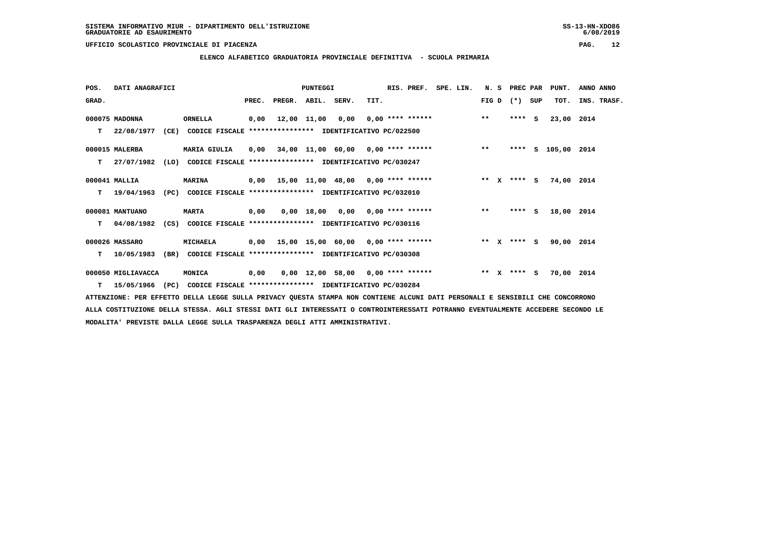SISTEMA INFORMATIVO MIUR - DIPARTIMENTO DELL'ISTRUZIONE
GRADUATORIE AD ESAURIMENTO

UFFICIO SCOLASTICO PROVINCIALE DI PIACENZA

**ELENCO ALFABETICO GRADUATORIA PROVINCIALE DEFINITIVA - SCUOLA PRIMARIA**

| POS. GRAD. | DATI ANAGRAFICI | | PUNTEGGI PREC. | PREGR. | ABIL. | SERV. | TIT. | RIS. PREF. | SPE. LIN. | N. S FIG D | PREC PAR (*) SUP | PUNT. TOT. | ANNO ANNO INS. TRASF. |
|---|---|---|---|---|---|---|---|---|---|---|---|---|---|
| 000075 | MADONNA | ORNELLA | 0,00 | 12,00 | 11,00 | 0,00 | 0,00 | **** ****** | | ** | **** S | 23,00 | 2014 |
| T | 22/08/1977 (CE) | CODICE FISCALE **************** IDENTIFICATIVO PC/022500 | | | | | | | | | | | |
| 000015 | MALERBA | MARIA GIULIA | 0,00 | 34,00 | 11,00 | 60,00 | 0,00 | **** ****** | | ** | **** S | 105,00 | 2014 |
| T | 27/07/1982 (LO) | CODICE FISCALE **************** IDENTIFICATIVO PC/030247 | | | | | | | | | | | |
| 000041 | MALLIA | MARINA | 0,00 | 15,00 | 11,00 | 48,00 | 0,00 | **** ****** | | ** X | **** S | 74,00 | 2014 |
| T | 19/04/1963 (PC) | CODICE FISCALE **************** IDENTIFICATIVO PC/032010 | | | | | | | | | | | |
| 000081 | MANTUANO | MARTA | 0,00 | 0,00 | 18,00 | 0,00 | 0,00 | **** ****** | | ** | **** S | 18,00 | 2014 |
| T | 04/08/1982 (CS) | CODICE FISCALE **************** IDENTIFICATIVO PC/030116 | | | | | | | | | | | |
| 000026 | MASSARO | MICHAELA | 0,00 | 15,00 | 15,00 | 60,00 | 0,00 | **** ****** | | ** X | **** S | 90,00 | 2014 |
| T | 10/05/1983 (BR) | CODICE FISCALE **************** IDENTIFICATIVO PC/030308 | | | | | | | | | | | |
| 000050 | MIGLIAVACCA | MONICA | 0,00 | 0,00 | 12,00 | 58,00 | 0,00 | **** ****** | | ** X | **** S | 70,00 | 2014 |
| T | 15/05/1966 (PC) | CODICE FISCALE **************** IDENTIFICATIVO PC/030284 | | | | | | | | | | | |

ATTENZIONE: PER EFFETTO DELLA LEGGE SULLA PRIVACY QUESTA STAMPA NON CONTIENE ALCUNI DATI PERSONALI E SENSIBILI CHE CONCORRONO ALLA COSTITUZIONE DELLA STESSA. AGLI STESSI DATI GLI INTERESSATI O CONTROINTERESSATI POTRANNO EVENTUALMENTE ACCEDERE SECONDO LE MODALITA' PREVISTE DALLA LEGGE SULLA TRASPARENZA DEGLI ATTI AMMINISTRATIVI.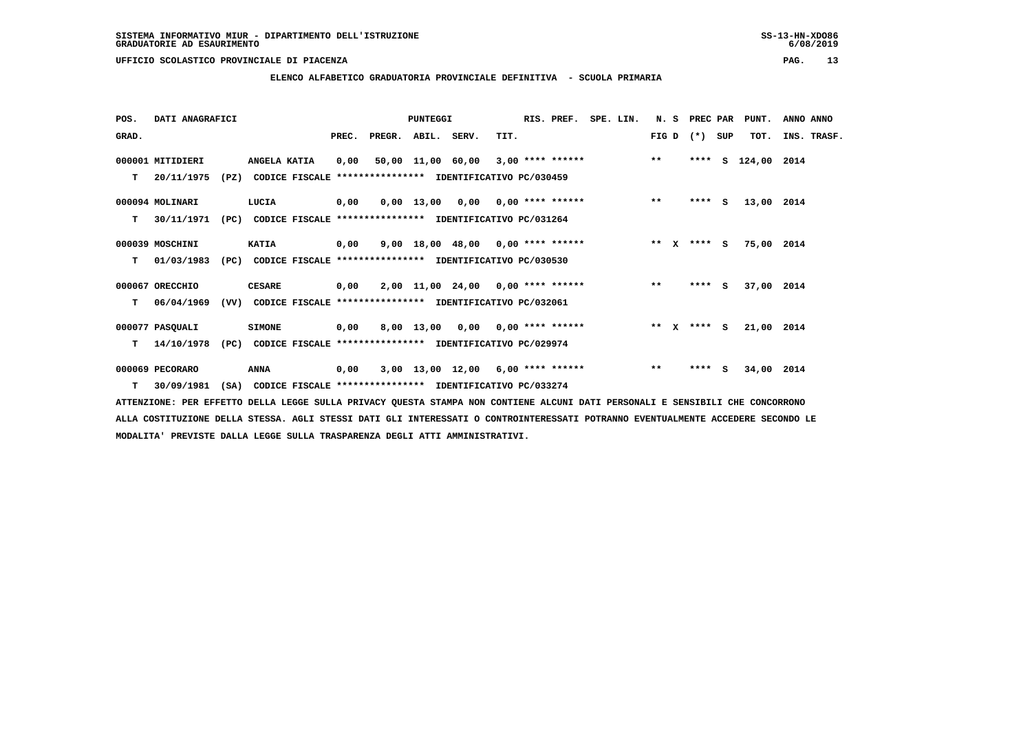## ELENCO ALFABETICO GRADUATORIA PROVINCIALE DEFINITIVA - SCUOLA PRIMARIA

| POS. GRAD. | DATI ANAGRAFICI | | | PREC. | PREGR. | ABIL. | SERV. | TIT. | RIS. PREF. | SPE. LIN. | N. S FIG D | PREC PAR (*) | SUP | PUNT. TOT. | ANNO ANNO INS. TRASF. |
|---|---|---|---|---|---|---|---|---|---|---|---|---|---|---|---|
| 000001 | MITIDIERI | ANGELA KATIA | | 0,00 | 50,00 | 11,00 | 60,00 | 3,00 | **** ****** | | ** | **** | S | 124,00 | 2014 |
| T | 20/11/1975 | (PZ) | CODICE FISCALE **************** IDENTIFICATIVO PC/030459 | | | | | | | | | | | | |
| 000094 | MOLINARI | LUCIA | | 0,00 | 0,00 | 13,00 | 0,00 | 0,00 | **** ****** | | ** | **** | S | 13,00 | 2014 |
| T | 30/11/1971 | (PC) | CODICE FISCALE **************** IDENTIFICATIVO PC/031264 | | | | | | | | | | | | |
| 000039 | MOSCHINI | KATIA | | 0,00 | 9,00 | 18,00 | 48,00 | 0,00 | **** ****** | | ** X | **** | S | 75,00 | 2014 |
| T | 01/03/1983 | (PC) | CODICE FISCALE **************** IDENTIFICATIVO PC/030530 | | | | | | | | | | | | |
| 000067 | ORECCHIO | CESARE | | 0,00 | 2,00 | 11,00 | 24,00 | 0,00 | **** ****** | | ** | **** | S | 37,00 | 2014 |
| T | 06/04/1969 | (VV) | CODICE FISCALE **************** IDENTIFICATIVO PC/032061 | | | | | | | | | | | | |
| 000077 | PASQUALI | SIMONE | | 0,00 | 8,00 | 13,00 | 0,00 | 0,00 | **** ****** | | ** X | **** | S | 21,00 | 2014 |
| T | 14/10/1978 | (PC) | CODICE FISCALE **************** IDENTIFICATIVO PC/029974 | | | | | | | | | | | | |
| 000069 | PECORARO | ANNA | | 0,00 | 3,00 | 13,00 | 12,00 | 6,00 | **** ****** | | ** | **** | S | 34,00 | 2014 |
| T | 30/09/1981 | (SA) | CODICE FISCALE **************** IDENTIFICATIVO PC/033274 | | | | | | | | | | | | |

ATTENZIONE: PER EFFETTO DELLA LEGGE SULLA PRIVACY QUESTA STAMPA NON CONTIENE ALCUNI DATI PERSONALI E SENSIBILI CHE CONCORRONO ALLA COSTITUZIONE DELLA STESSA. AGLI STESSI DATI GLI INTERESSATI O CONTROINTERESSATI POTRANNO EVENTUALMENTE ACCEDERE SECONDO LE MODALITA' PREVISTE DALLA LEGGE SULLA TRASPARENZA DEGLI ATTI AMMINISTRATIVI.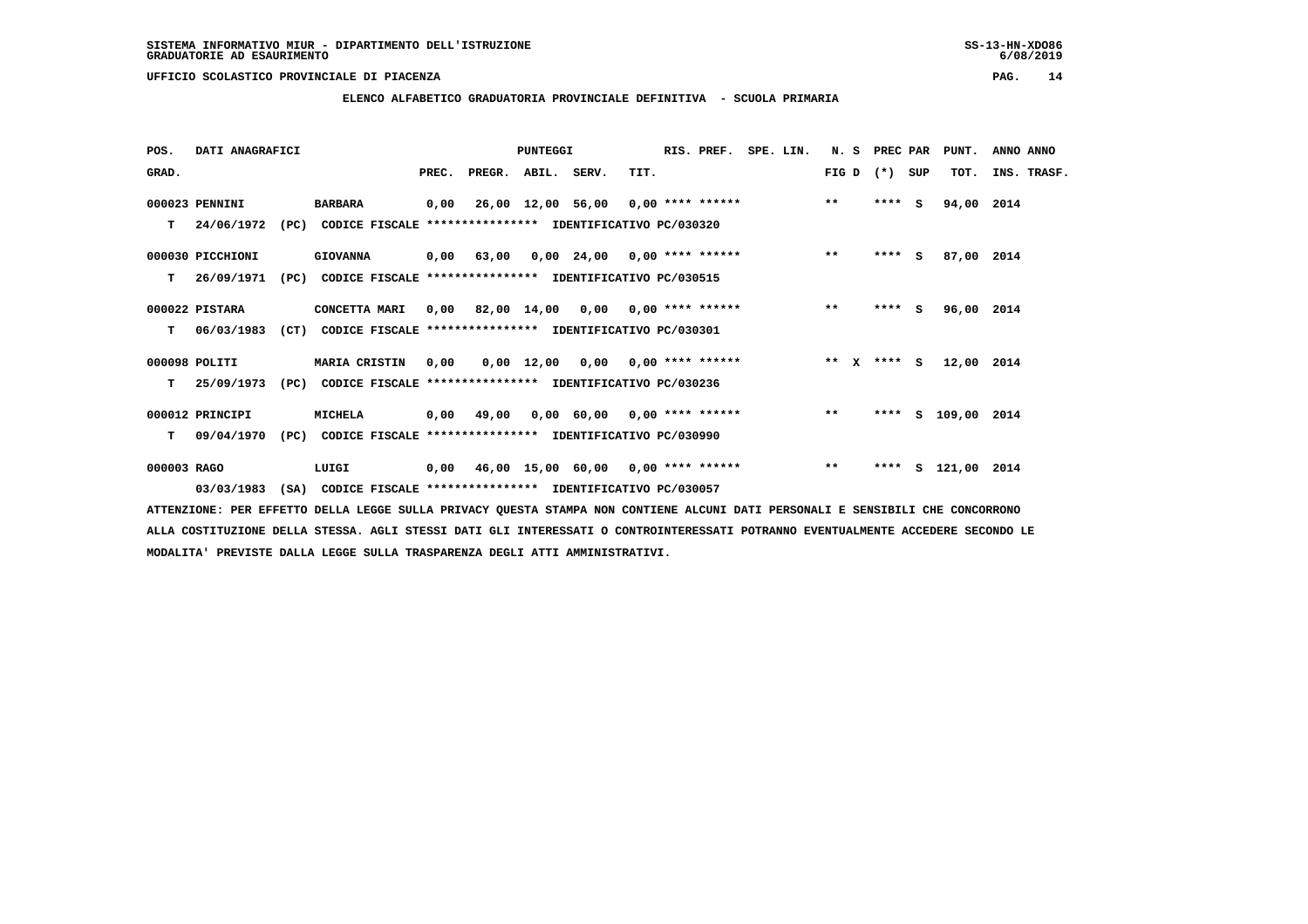SISTEMA INFORMATIVO MIUR - DIPARTIMENTO DELL'ISTRUZIONE
GRADUATORIE AD ESAURIMENTO

UFFICIO SCOLASTICO PROVINCIALE DI PIACENZA

ELENCO ALFABETICO GRADUATORIA PROVINCIALE DEFINITIVA - SCUOLA PRIMARIA

| POS. GRAD. | DATI ANAGRAFICI | | PREC. | PREGR. | ABIL. | SERV. | TIT. | RIS. PREF. | SPE. LIN. | N. S FIG D | PREC PAR (*) | SUP | PUNT. TOT. | ANNO INS. | ANNO TRASF. |
|---|---|---|---|---|---|---|---|---|---|---|---|---|---|---|---|
| 000023 | PENNINI | BARBARA | 0,00 | 26,00 | 12,00 | 56,00 | 0,00 | **** ****** | | ** | **** | S | 94,00 | 2014 | |
| T | 24/06/1972 (PC) | CODICE FISCALE **************** IDENTIFICATIVO PC/030320 | | | | | | | | | | | | | |
| 000030 | PICCHIONI | GIOVANNA | 0,00 | 63,00 | 0,00 | 24,00 | 0,00 | **** ****** | | ** | **** | S | 87,00 | 2014 | |
| T | 26/09/1971 (PC) | CODICE FISCALE **************** IDENTIFICATIVO PC/030515 | | | | | | | | | | | | | |
| 000022 | PISTARA | CONCETTA MARI | 0,00 | 82,00 | 14,00 | 0,00 | 0,00 | **** ****** | | ** | **** | S | 96,00 | 2014 | |
| T | 06/03/1983 (CT) | CODICE FISCALE **************** IDENTIFICATIVO PC/030301 | | | | | | | | | | | | | |
| 000098 | POLITI | MARIA CRISTIN | 0,00 | 0,00 | 12,00 | 0,00 | 0,00 | **** ****** | | ** X | **** | S | 12,00 | 2014 | |
| T | 25/09/1973 (PC) | CODICE FISCALE **************** IDENTIFICATIVO PC/030236 | | | | | | | | | | | | | |
| 000012 | PRINCIPI | MICHELA | 0,00 | 49,00 | 0,00 | 60,00 | 0,00 | **** ****** | | ** | **** | S | 109,00 | 2014 | |
| T | 09/04/1970 (PC) | CODICE FISCALE **************** IDENTIFICATIVO PC/030990 | | | | | | | | | | | | | |
| 000003 | RAGO | LUIGI | 0,00 | 46,00 | 15,00 | 60,00 | 0,00 | **** ****** | | ** | **** | S | 121,00 | 2014 | |
| | 03/03/1983 (SA) | CODICE FISCALE **************** IDENTIFICATIVO PC/030057 | | | | | | | | | | | | | |

ATTENZIONE: PER EFFETTO DELLA LEGGE SULLA PRIVACY QUESTA STAMPA NON CONTIENE ALCUNI DATI PERSONALI E SENSIBILI CHE CONCORRONO ALLA COSTITUZIONE DELLA STESSA. AGLI STESSI DATI GLI INTERESSATI O CONTROINTERESSATI POTRANNO EVENTUALMENTE ACCEDERE SECONDO LE MODALITA' PREVISTE DALLA LEGGE SULLA TRASPARENZA DEGLI ATTI AMMINISTRATIVI.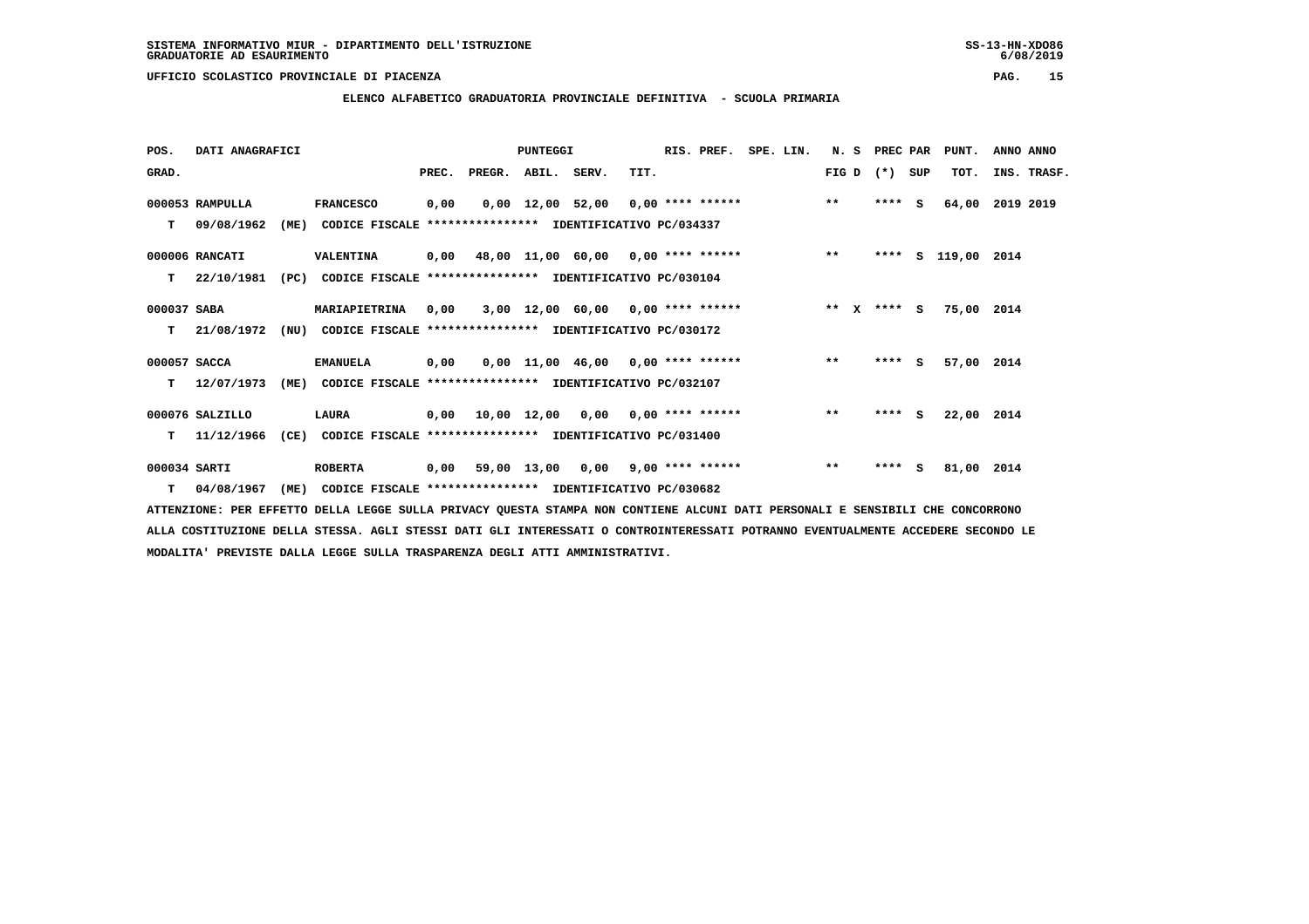SISTEMA INFORMATIVO MIUR - DIPARTIMENTO DELL'ISTRUZIONE
GRADUATORIE AD ESAURIMENTO

UFFICIO SCOLASTICO PROVINCIALE DI PIACENZA

## ELENCO ALFABETICO GRADUATORIA PROVINCIALE DEFINITIVA - SCUOLA PRIMARIA

| POS. GRAD. | DATI ANAGRAFICI | | PREC. | PREGR. | ABIL. | SERV. | TIT. | RIS. PREF. | SPE. LIN. | N. S FIG D | PREC PAR (*) SUP | PUNT. TOT. | ANNO ANNO INS. TRASF. |
|---|---|---|---|---|---|---|---|---|---|---|---|---|---|
| 000053 | RAMPULLA | FRANCESCO | 0,00 | 0,00 | 12,00 | 52,00 | 0,00 | **** ****** | | ** | **** S | 64,00 | 2019 2019 |
| T | 09/08/1962 (ME) | CODICE FISCALE **************** IDENTIFICATIVO PC/034337 | | | | | | | | | | | |
| 000006 | RANCATI | VALENTINA | 0,00 | 48,00 | 11,00 | 60,00 | 0,00 | **** ****** | | ** | **** S | 119,00 | 2014 |
| T | 22/10/1981 (PC) | CODICE FISCALE **************** IDENTIFICATIVO PC/030104 | | | | | | | | | | | |
| 000037 | SABA | MARIAPIETRINA | 0,00 | 3,00 | 12,00 | 60,00 | 0,00 | **** ****** | | ** X | **** S | 75,00 | 2014 |
| T | 21/08/1972 (NU) | CODICE FISCALE **************** IDENTIFICATIVO PC/030172 | | | | | | | | | | | |
| 000057 | SACCA | EMANUELA | 0,00 | 0,00 | 11,00 | 46,00 | 0,00 | **** ****** | | ** | **** S | 57,00 | 2014 |
| T | 12/07/1973 (ME) | CODICE FISCALE **************** IDENTIFICATIVO PC/032107 | | | | | | | | | | | |
| 000076 | SALZILLO | LAURA | 0,00 | 10,00 | 12,00 | 0,00 | 0,00 | **** ****** | | ** | **** S | 22,00 | 2014 |
| T | 11/12/1966 (CE) | CODICE FISCALE **************** IDENTIFICATIVO PC/031400 | | | | | | | | | | | |
| 000034 | SARTI | ROBERTA | 0,00 | 59,00 | 13,00 | 0,00 | 9,00 | **** ****** | | ** | **** S | 81,00 | 2014 |
| T | 04/08/1967 (ME) | CODICE FISCALE **************** IDENTIFICATIVO PC/030682 | | | | | | | | | | | |

ATTENZIONE: PER EFFETTO DELLA LEGGE SULLA PRIVACY QUESTA STAMPA NON CONTIENE ALCUNI DATI PERSONALI E SENSIBILI CHE CONCORRONO ALLA COSTITUZIONE DELLA STESSA. AGLI STESSI DATI GLI INTERESSATI O CONTROINTERESSATI POTRANNO EVENTUALMENTE ACCEDERE SECONDO LE MODALITA' PREVISTE DALLA LEGGE SULLA TRASPARENZA DEGLI ATTI AMMINISTRATIVI.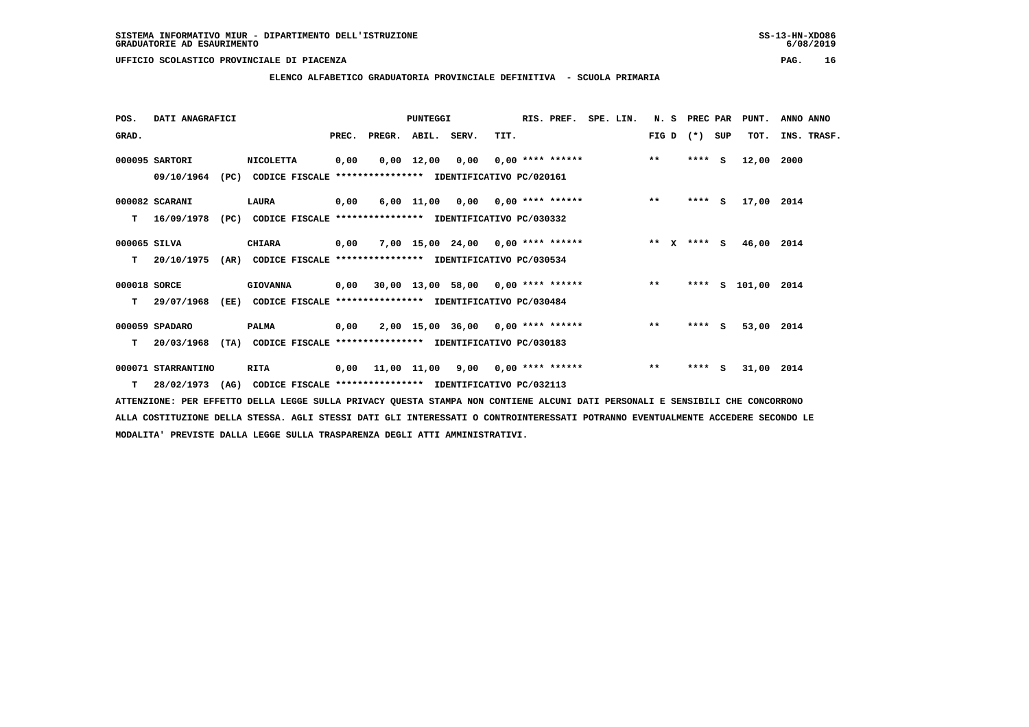SISTEMA INFORMATIVO MIUR - DIPARTIMENTO DELL'ISTRUZIONE
GRADUATORIE AD ESAURIMENTO

UFFICIO SCOLASTICO PROVINCIALE DI PIACENZA

## ELENCO ALFABETICO GRADUATORIA PROVINCIALE DEFINITIVA - SCUOLA PRIMARIA

| POS. GRAD. | DATI ANAGRAFICI | | PREC. | PREGR. | ABIL. | SERV. | TIT. | RIS. PREF. | SPE. LIN. | N. S FIG D | PREC PAR (*) SUP | PUNT. TOT. | ANNO INS. | ANNO TRASF. |
|---|---|---|---|---|---|---|---|---|---|---|---|---|---|---|
| 000095 | SARTORI | NICOLETTA | 0,00 | 0,00 | 12,00 | 0,00 | 0,00 | **** ****** | | ** | **** S | 12,00 | 2000 | |
| | 09/10/1964 (PC) CODICE FISCALE **************** IDENTIFICATIVO PC/020161 | | | | | | | | | | | | | |
| 000082 | SCARANI | LAURA | 0,00 | 6,00 | 11,00 | 0,00 | 0,00 | **** ****** | | ** | **** S | 17,00 | 2014 | |
| T | 16/09/1978 (PC) CODICE FISCALE **************** IDENTIFICATIVO PC/030332 | | | | | | | | | | | | | |
| 000065 | SILVA | CHIARA | 0,00 | 7,00 | 15,00 | 24,00 | 0,00 | **** ****** | | ** X | **** S | 46,00 | 2014 | |
| T | 20/10/1975 (AR) CODICE FISCALE **************** IDENTIFICATIVO PC/030534 | | | | | | | | | | | | | |
| 000018 | SORCE | GIOVANNA | 0,00 | 30,00 | 13,00 | 58,00 | 0,00 | **** ****** | | ** | **** S | 101,00 | 2014 | |
| T | 29/07/1968 (EE) CODICE FISCALE **************** IDENTIFICATIVO PC/030484 | | | | | | | | | | | | | |
| 000059 | SPADARO | PALMA | 0,00 | 2,00 | 15,00 | 36,00 | 0,00 | **** ****** | | ** | **** S | 53,00 | 2014 | |
| T | 20/03/1968 (TA) CODICE FISCALE **************** IDENTIFICATIVO PC/030183 | | | | | | | | | | | | | |
| 000071 | STARRANTINO | RITA | 0,00 | 11,00 | 11,00 | 9,00 | 0,00 | **** ****** | | ** | **** S | 31,00 | 2014 | |
| T | 28/02/1973 (AG) CODICE FISCALE **************** IDENTIFICATIVO PC/032113 | | | | | | | | | | | | | |

ATTENZIONE: PER EFFETTO DELLA LEGGE SULLA PRIVACY QUESTA STAMPA NON CONTIENE ALCUNI DATI PERSONALI E SENSIBILI CHE CONCORRONO ALLA COSTITUZIONE DELLA STESSA. AGLI STESSI DATI GLI INTERESSATI O CONTROINTERESSATI POTRANNO EVENTUALMENTE ACCEDERE SECONDO LE MODALITA' PREVISTE DALLA LEGGE SULLA TRASPARENZA DEGLI ATTI AMMINISTRATIVI.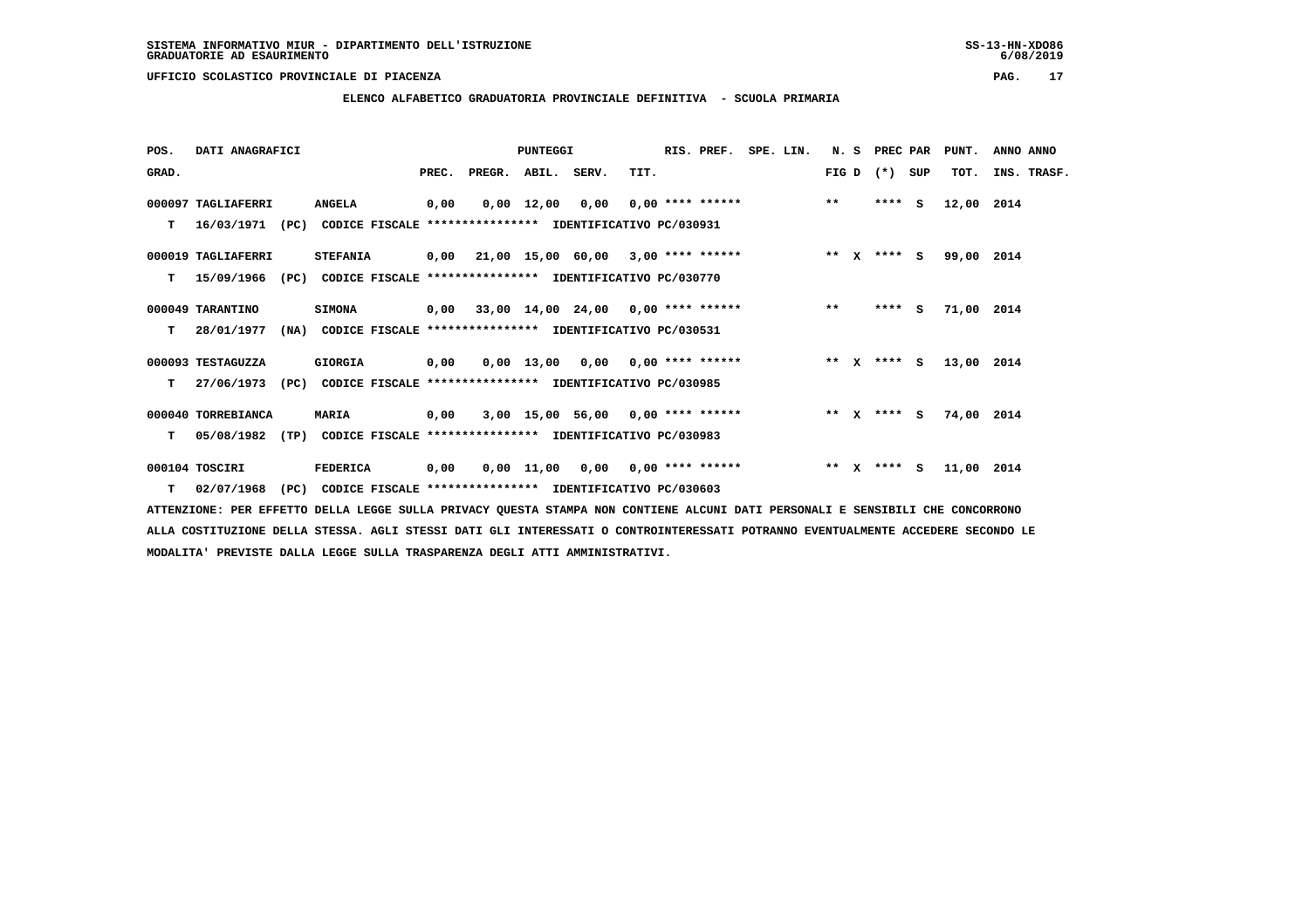SISTEMA INFORMATIVO MIUR - DIPARTIMENTO DELL'ISTRUZIONE
GRADUATORIE AD ESAURIMENTO

UFFICIO SCOLASTICO PROVINCIALE DI PIACENZA

ELENCO ALFABETICO GRADUATORIA PROVINCIALE DEFINITIVA - SCUOLA PRIMARIA

| POS. GRAD. | DATI ANAGRAFICI | | PREC. | PREGR. | ABIL. | SERV. | TIT. | RIS. PREF. | SPE. LIN. | N. S FIG D | PREC PAR (*) SUP | PUNT. TOT. | ANNO INS. | ANNO TRASF. |
|---|---|---|---|---|---|---|---|---|---|---|---|---|---|---|
| 000097 | TAGLIAFERRI | ANGELA | 0,00 | 0,00 | 12,00 | 0,00 | 0,00 | **** ****** | | ** | **** S | 12,00 | 2014 | |
| T | 16/03/1971 (PC) | CODICE FISCALE **************** IDENTIFICATIVO PC/030931 | | | | | | | | | | | | |
| 000019 | TAGLIAFERRI | STEFANIA | 0,00 | 21,00 | 15,00 | 60,00 | 3,00 | **** ****** | | ** X | **** S | 99,00 | 2014 | |
| T | 15/09/1966 (PC) | CODICE FISCALE **************** IDENTIFICATIVO PC/030770 | | | | | | | | | | | | |
| 000049 | TARANTINO | SIMONA | 0,00 | 33,00 | 14,00 | 24,00 | 0,00 | **** ****** | | ** | **** S | 71,00 | 2014 | |
| T | 28/01/1977 (NA) | CODICE FISCALE **************** IDENTIFICATIVO PC/030531 | | | | | | | | | | | | |
| 000093 | TESTAGUZZA | GIORGIA | 0,00 | 0,00 | 13,00 | 0,00 | 0,00 | **** ****** | | ** X | **** S | 13,00 | 2014 | |
| T | 27/06/1973 (PC) | CODICE FISCALE **************** IDENTIFICATIVO PC/030985 | | | | | | | | | | | | |
| 000040 | TORREBIANCA | MARIA | 0,00 | 3,00 | 15,00 | 56,00 | 0,00 | **** ****** | | ** X | **** S | 74,00 | 2014 | |
| T | 05/08/1982 (TP) | CODICE FISCALE **************** IDENTIFICATIVO PC/030983 | | | | | | | | | | | | |
| 000104 | TOSCIRI | FEDERICA | 0,00 | 0,00 | 11,00 | 0,00 | 0,00 | **** ****** | | ** X | **** S | 11,00 | 2014 | |
| T | 02/07/1968 (PC) | CODICE FISCALE **************** IDENTIFICATIVO PC/030603 | | | | | | | | | | | | |

ATTENZIONE: PER EFFETTO DELLA LEGGE SULLA PRIVACY QUESTA STAMPA NON CONTIENE ALCUNI DATI PERSONALI E SENSIBILI CHE CONCORRONO ALLA COSTITUZIONE DELLA STESSA. AGLI STESSI DATI GLI INTERESSATI O CONTROINTERESSATI POTRANNO EVENTUALMENTE ACCEDERE SECONDO LE MODALITA' PREVISTE DALLA LEGGE SULLA TRASPARENZA DEGLI ATTI AMMINISTRATIVI.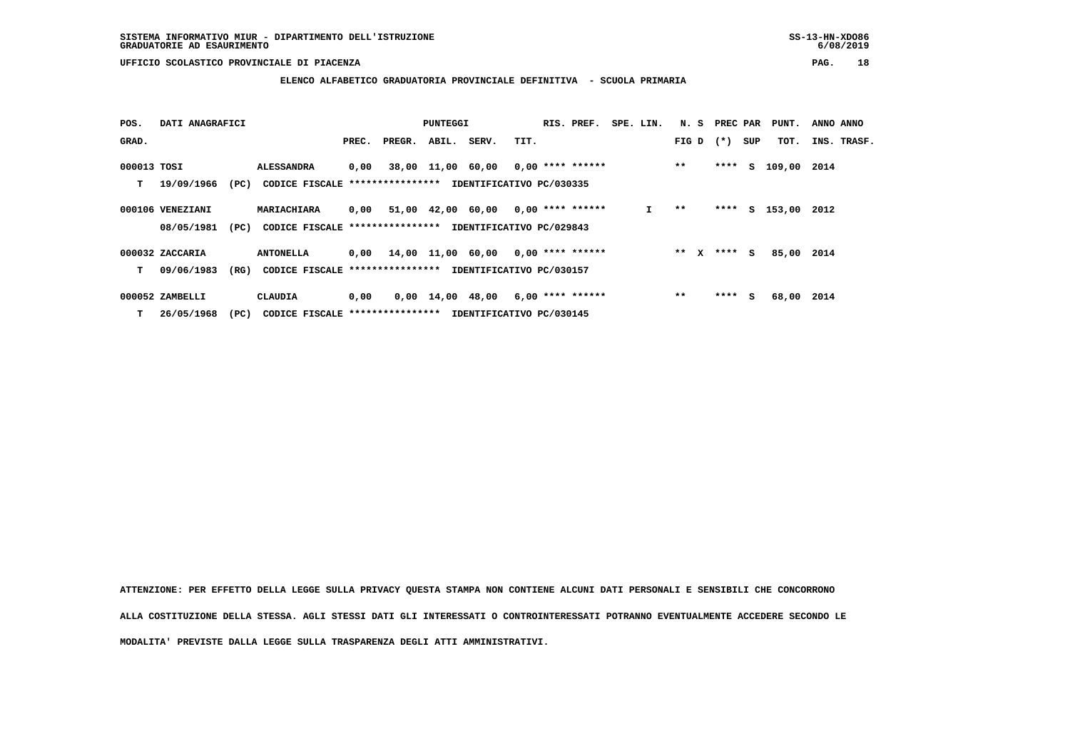SISTEMA INFORMATIVO MIUR - DIPARTIMENTO DELL'ISTRUZIONE
GRADUATORIE AD ESAURIMENTO

UFFICIO SCOLASTICO PROVINCIALE DI PIACENZA

**ELENCO ALFABETICO GRADUATORIA PROVINCIALE DEFINITIVA - SCUOLA PRIMARIA**

| POS. GRAD. | DATI ANAGRAFICI | | PUNTEGGI PREC. | PREGR. | ABIL. | SERV. | TIT. | RIS. PREF. | SPE. LIN. | N. S FIG D | PREC PAR (*) | SUP | PUNT. TOT. | ANNO INS. | ANNO TRASF. |
|---|---|---|---|---|---|---|---|---|---|---|---|---|---|---|---|
| 000013 | TOSI | ALESSANDRA | 0,00 | 38,00 | 11,00 | 60,00 | 0,00 | **** ****** | | ** | **** | S | 109,00 | 2014 | |
| T | 19/09/1966 (PC) | CODICE FISCALE **************** | IDENTIFICATIVO PC/030335 | | | | | | | | | | | | |
| 000106 | VENEZIANI | MARIACHIARA | 0,00 | 51,00 | 42,00 | 60,00 | 0,00 | **** ****** | I | ** | **** | S | 153,00 | 2012 | |
| | 08/05/1981 (PC) | CODICE FISCALE **************** | IDENTIFICATIVO PC/029843 | | | | | | | | | | | | |
| 000032 | ZACCARIA | ANTONELLA | 0,00 | 14,00 | 11,00 | 60,00 | 0,00 | **** ****** | | ** X | **** | S | 85,00 | 2014 | |
| T | 09/06/1983 (RG) | CODICE FISCALE **************** | IDENTIFICATIVO PC/030157 | | | | | | | | | | | | |
| 000052 | ZAMBELLI | CLAUDIA | 0,00 | 0,00 | 14,00 | 48,00 | 6,00 | **** ****** | | ** | **** | S | 68,00 | 2014 | |
| T | 26/05/1968 (PC) | CODICE FISCALE **************** | IDENTIFICATIVO PC/030145 | | | | | | | | | | | | |

ATTENZIONE: PER EFFETTO DELLA LEGGE SULLA PRIVACY QUESTA STAMPA NON CONTIENE ALCUNI DATI PERSONALI E SENSIBILI CHE CONCORRONO ALLA COSTITUZIONE DELLA STESSA. AGLI STESSI DATI GLI INTERESSATI O CONTROINTERESSATI POTRANNO EVENTUALMENTE ACCEDERE SECONDO LE MODALITA' PREVISTE DALLA LEGGE SULLA TRASPARENZA DEGLI ATTI AMMINISTRATIVI.